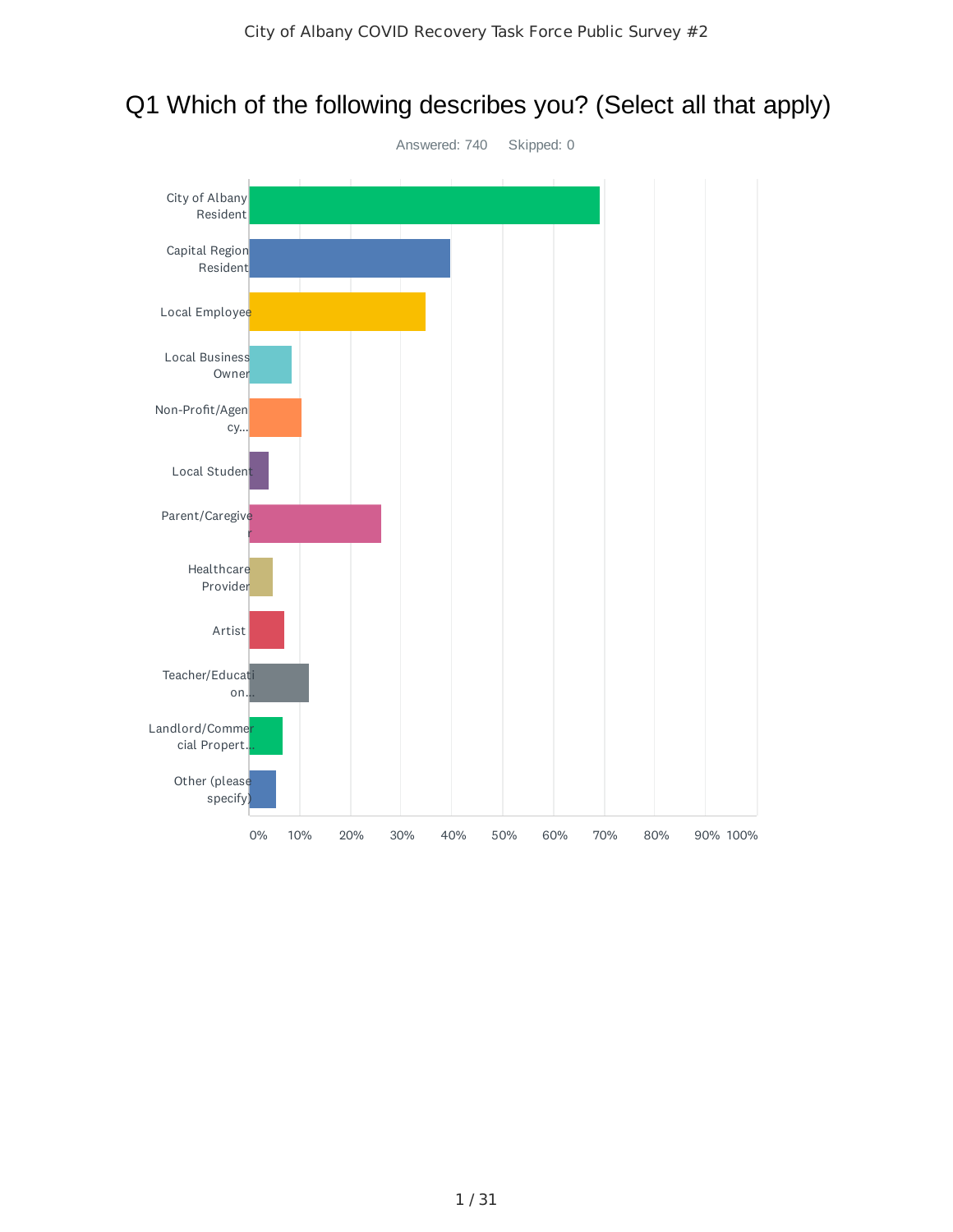# Q1 Which of the following describes you? (Select all that apply)

Answered: 740 Skipped: 0

City of Albany Resident

Capital Region Resident

Local Employee

Local Business Owner

Non-Profit/Agency...

Local Student

Parent/Caregiver

Healthcare Provider

Artist

Teacher/Education...

Landlord/Commercial Propert...

Other (please specify)

0% 10% 20% 30% 40% 50% 60% 70% 80% 90% 100%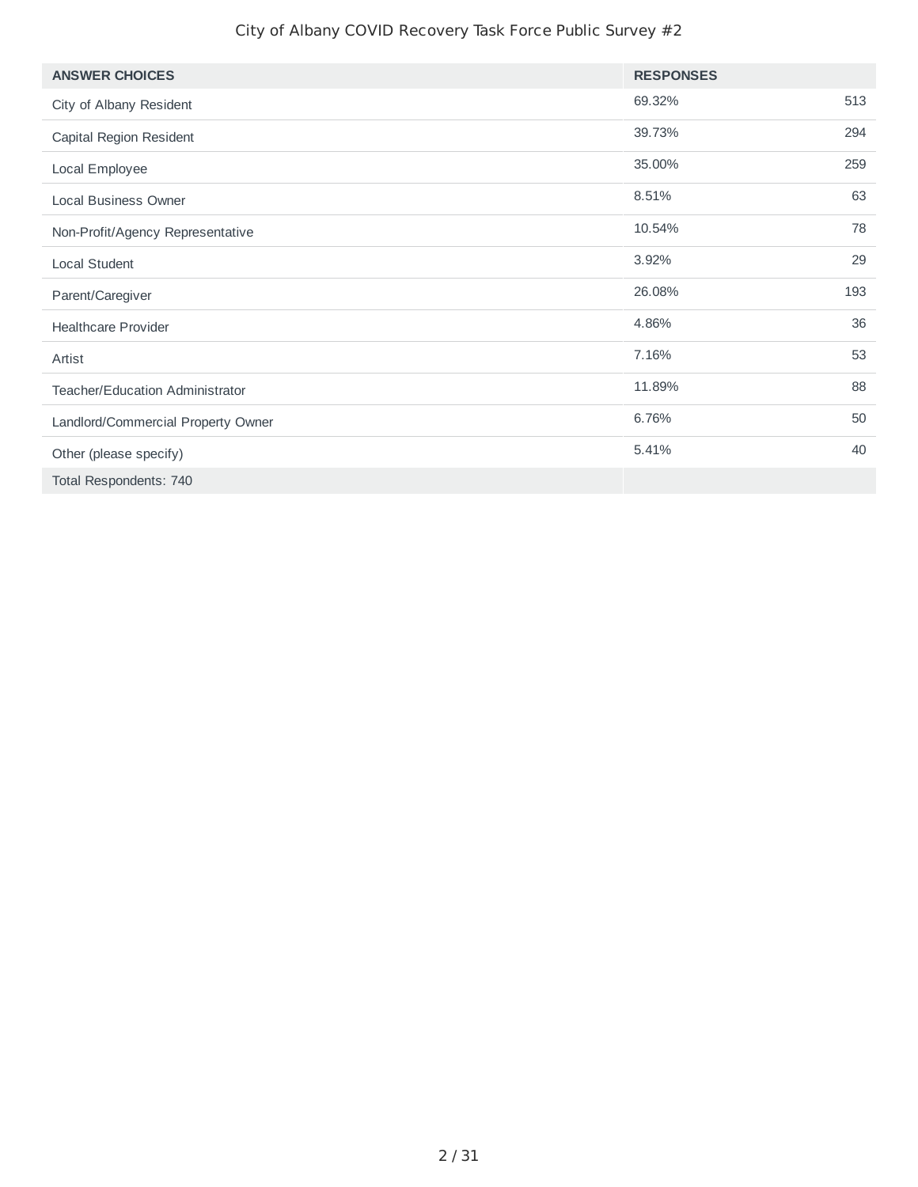| ANSWER CHOICES | RESPONSES | |
|---|---|---|
| City of Albany Resident | 69.32% | 513 |
| Capital Region Resident | 39.73% | 294 |
| Local Employee | 35.00% | 259 |
| Local Business Owner | 8.51% | 63 |
| Non-Profit/Agency Representative | 10.54% | 78 |
| Local Student | 3.92% | 29 |
| Parent/Caregiver | 26.08% | 193 |
| Healthcare Provider | 4.86% | 36 |
| Artist | 7.16% | 53 |
| Teacher/Education Administrator | 11.89% | 88 |
| Landlord/Commercial Property Owner | 6.76% | 50 |
| Other (please specify) | 5.41% | 40 |
| Total Respondents: 740 | | |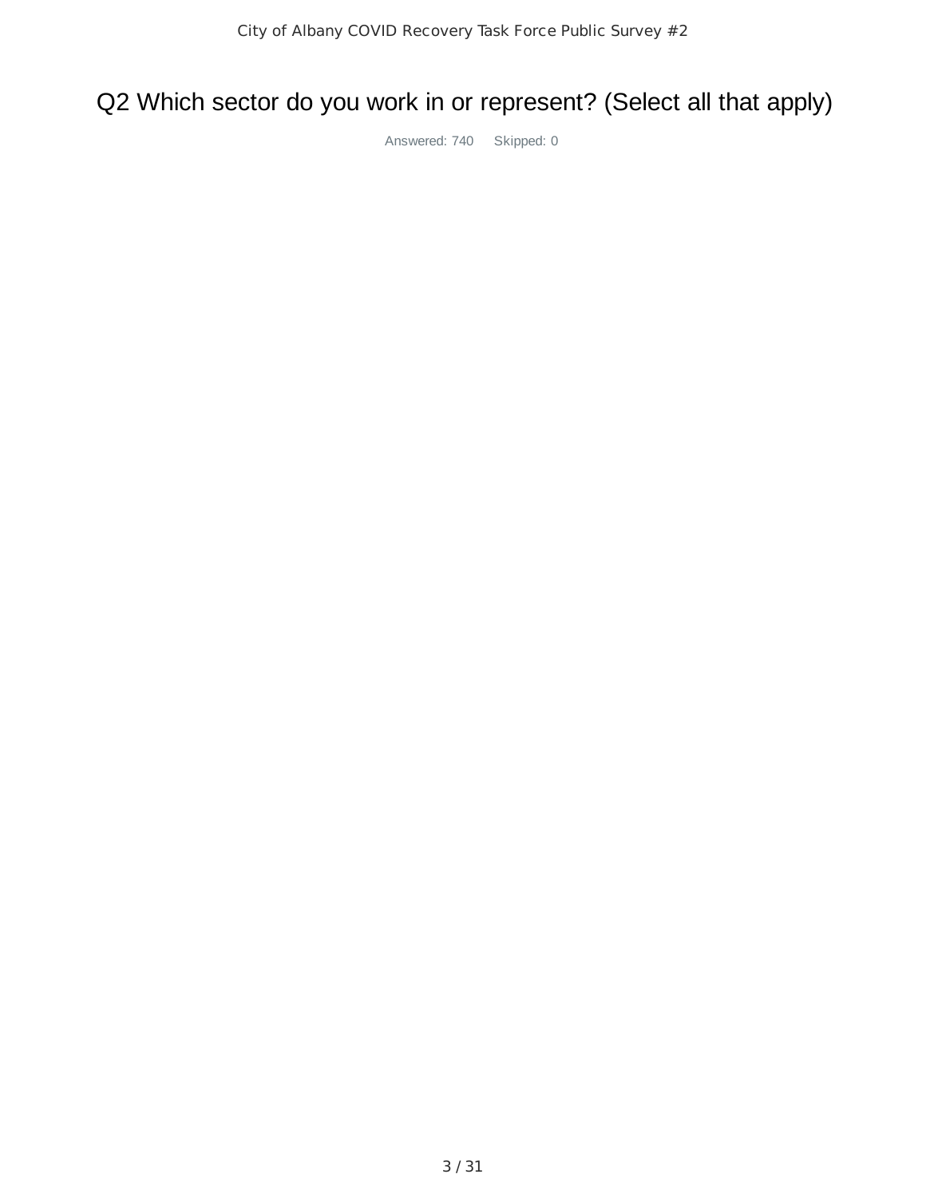# Q2 Which sector do you work in or represent? (Select all that apply)

Answered: 740 Skipped: 0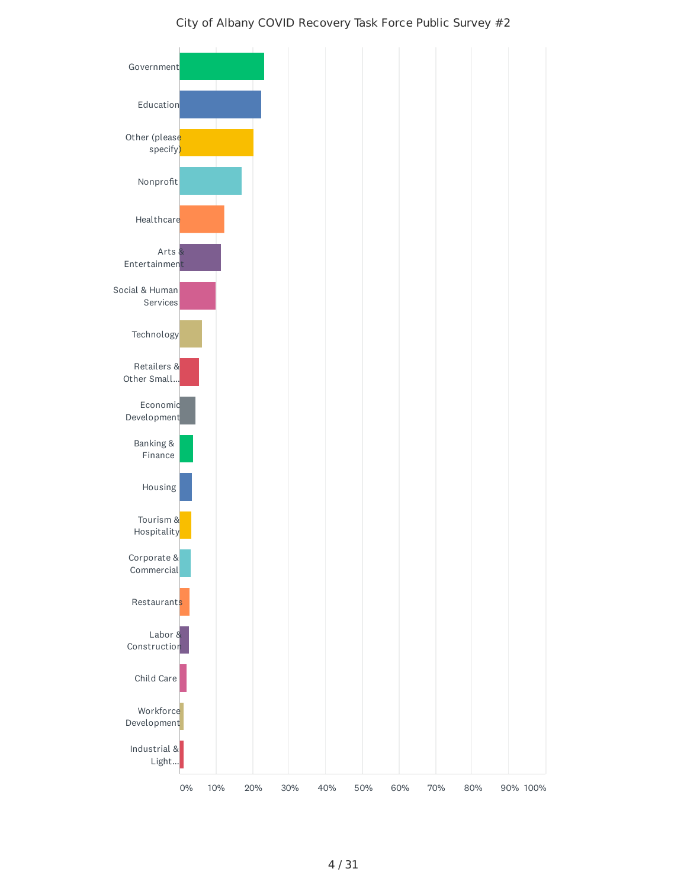City of Albany COVID Recovery Task Force Public Survey #2

| Category |
| --- |
| Government |
| Education |
| Other (please specify) |
| Nonprofit |
| Healthcare |
| Arts & Entertainment |
| Social & Human Services |
| Technology |
| Retailers & Other Small... |
| Economic Development |
| Banking & Finance |
| Housing |
| Tourism & Hospitality |
| Corporate & Commercial |
| Restaurants |
| Labor & Construction |
| Child Care |
| Workforce Development |
| Industrial & Light... |

0% 10% 20% 30% 40% 50% 60% 70% 80% 90% 100%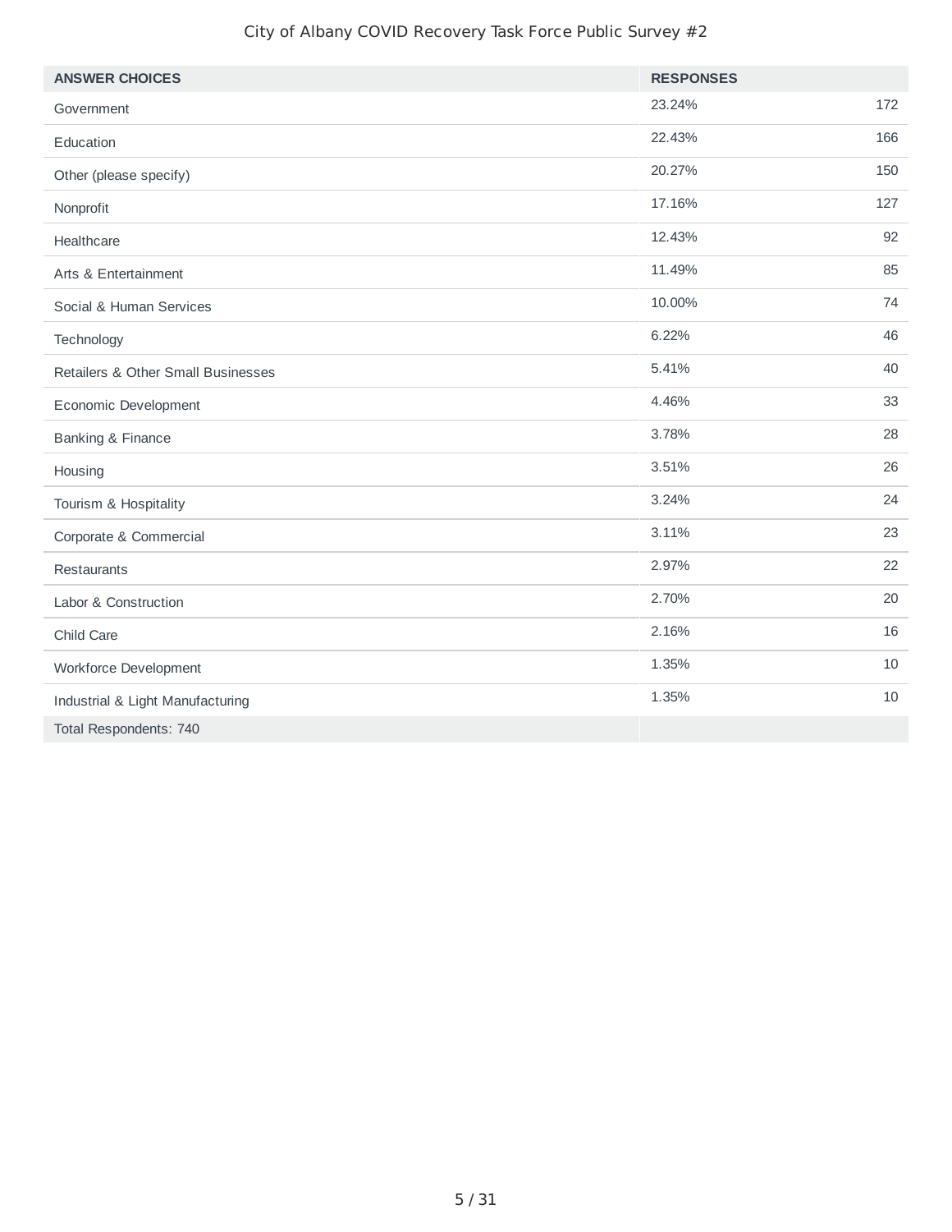| ANSWER CHOICES | RESPONSES | |
|---|---|---|
| Government | 23.24% | 172 |
| Education | 22.43% | 166 |
| Other (please specify) | 20.27% | 150 |
| Nonprofit | 17.16% | 127 |
| Healthcare | 12.43% | 92 |
| Arts & Entertainment | 11.49% | 85 |
| Social & Human Services | 10.00% | 74 |
| Technology | 6.22% | 46 |
| Retailers & Other Small Businesses | 5.41% | 40 |
| Economic Development | 4.46% | 33 |
| Banking & Finance | 3.78% | 28 |
| Housing | 3.51% | 26 |
| Tourism & Hospitality | 3.24% | 24 |
| Corporate & Commercial | 3.11% | 23 |
| Restaurants | 2.97% | 22 |
| Labor & Construction | 2.70% | 20 |
| Child Care | 2.16% | 16 |
| Workforce Development | 1.35% | 10 |
| Industrial & Light Manufacturing | 1.35% | 10 |
| Total Respondents: 740 | | |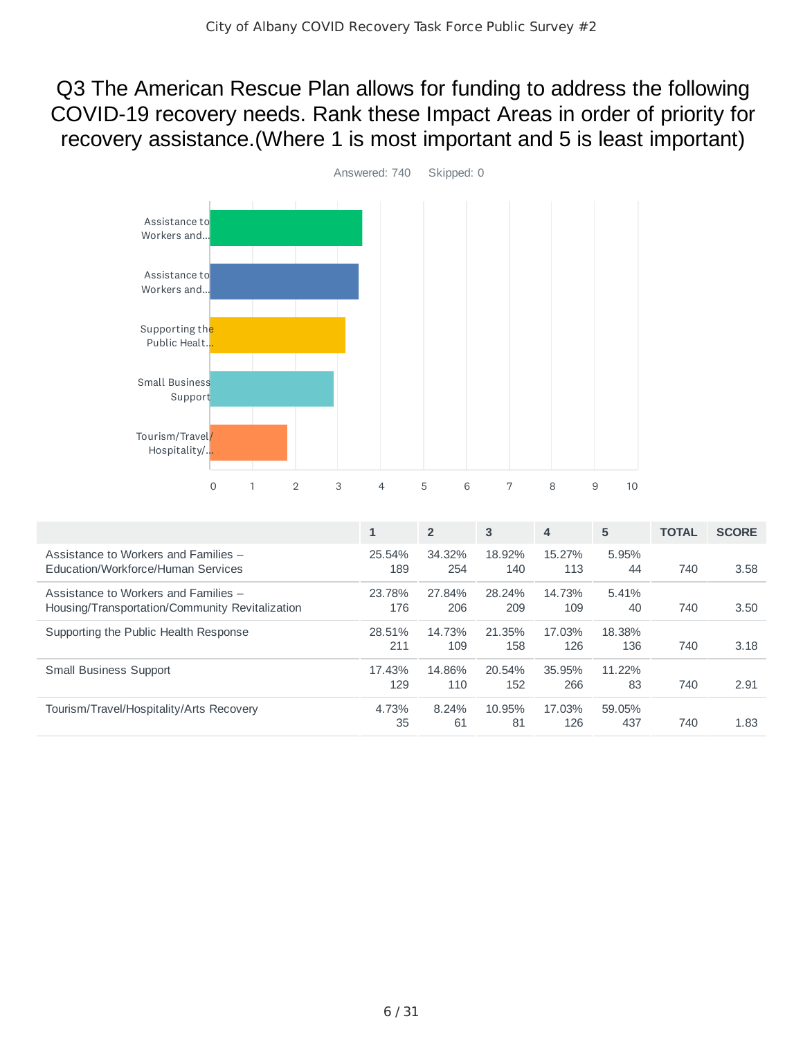# Q3 The American Rescue Plan allows for funding to address the following COVID-19 recovery needs. Rank these Impact Areas in order of priority for recovery assistance.(Where 1 is most important and 5 is least important)

Answered: 740    Skipped: 0

| | 1 | 2 | 3 | 4 | 5 | TOTAL | SCORE |
|---|---|---|---|---|---|---|---|
| Assistance to Workers and Families – Education/Workforce/Human Services | 25.54% 189 | 34.32% 254 | 18.92% 140 | 15.27% 113 | 5.95% 44 | 740 | 3.58 |
| Assistance to Workers and Families – Housing/Transportation/Community Revitalization | 23.78% 176 | 27.84% 206 | 28.24% 209 | 14.73% 109 | 5.41% 40 | 740 | 3.50 |
| Supporting the Public Health Response | 28.51% 211 | 14.73% 109 | 21.35% 158 | 17.03% 126 | 18.38% 136 | 740 | 3.18 |
| Small Business Support | 17.43% 129 | 14.86% 110 | 20.54% 152 | 35.95% 266 | 11.22% 83 | 740 | 2.91 |
| Tourism/Travel/Hospitality/Arts Recovery | 4.73% 35 | 8.24% 61 | 10.95% 81 | 17.03% 126 | 59.05% 437 | 740 | 1.83 |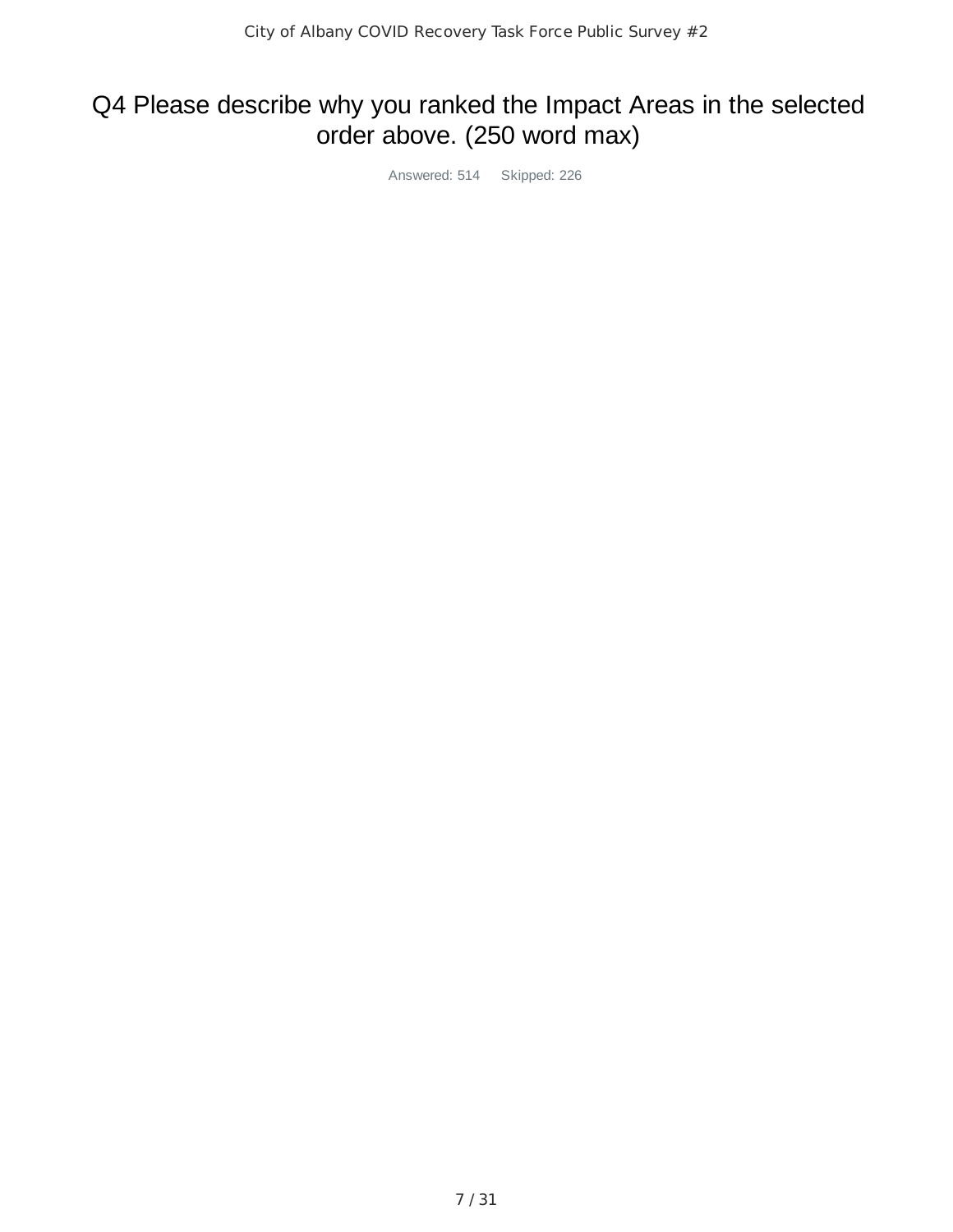# Q4 Please describe why you ranked the Impact Areas in the selected order above. (250 word max)

Answered: 514 Skipped: 226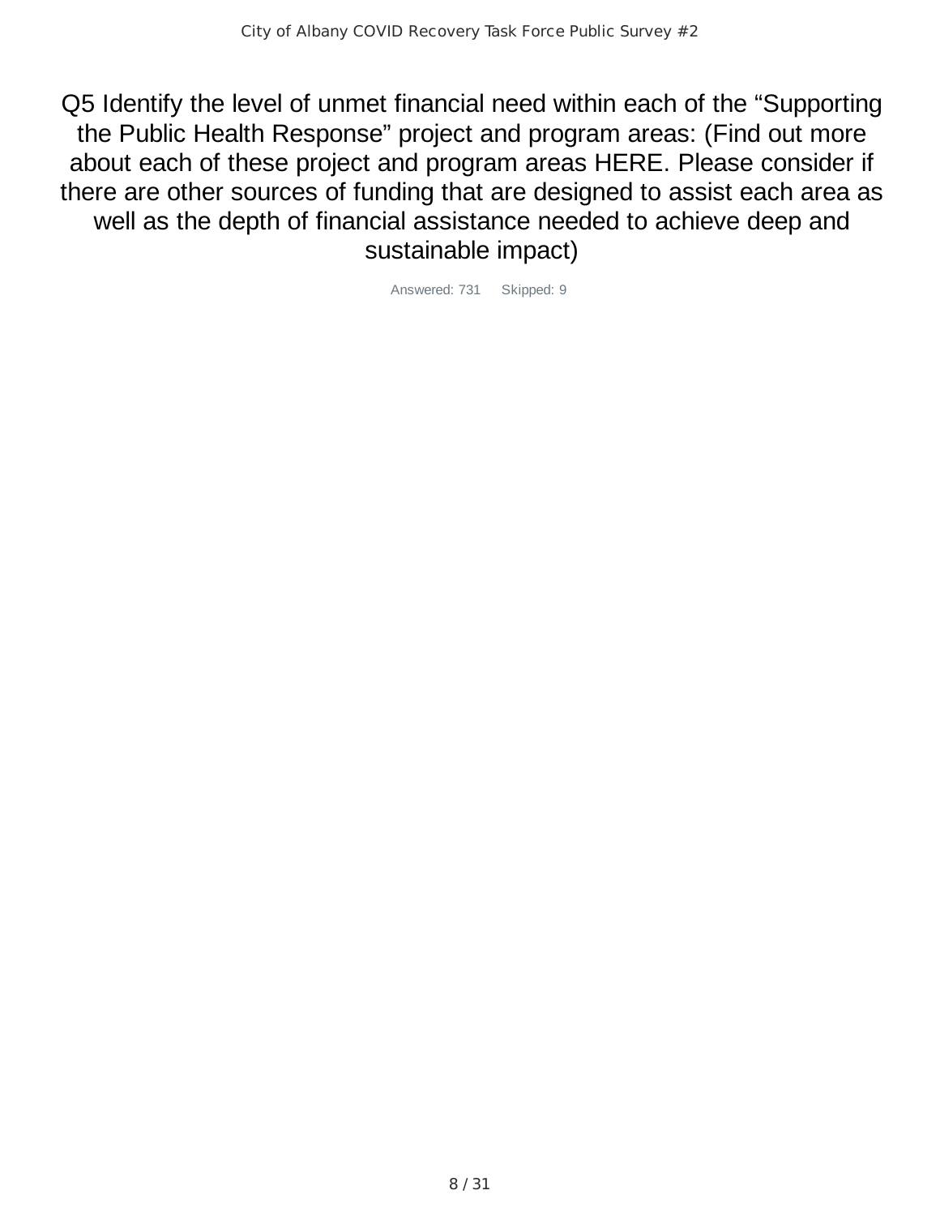# Q5 Identify the level of unmet financial need within each of the “Supporting the Public Health Response” project and program areas: (Find out more about each of these project and program areas HERE. Please consider if there are other sources of funding that are designed to assist each area as well as the depth of financial assistance needed to achieve deep and sustainable impact)

Answered: 731 Skipped: 9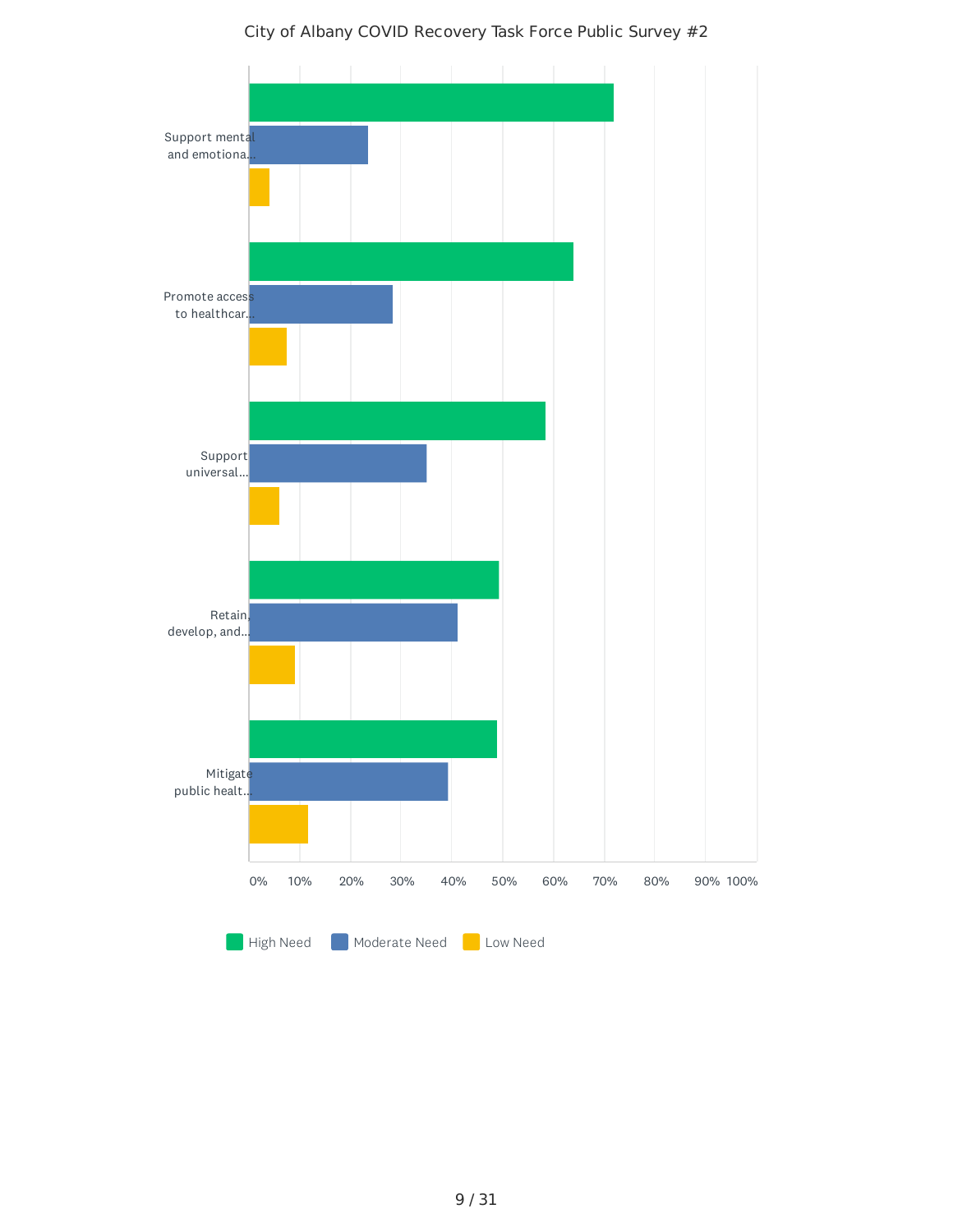City of Albany COVID Recovery Task Force Public Survey #2

| | High Need | Moderate Need | Low Need |
|---|---|---|---|
| Support mental and emotiona... | | | |
| Promote access to healthcar... | | | |
| Support universal... | | | |
| Retain, develop, and... | | | |
| Mitigate public healt... | | | |

0% 10% 20% 30% 40% 50% 60% 70% 80% 90% 100%

High Need · Moderate Need · Low Need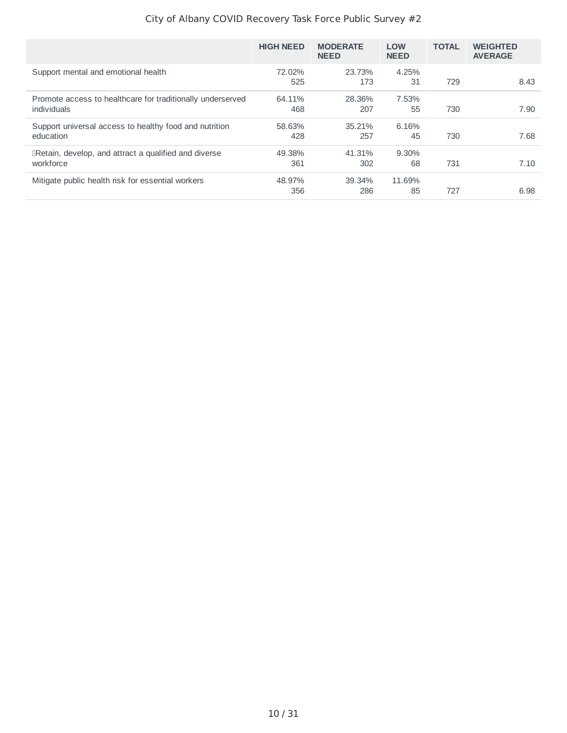| | HIGH NEED | MODERATE NEED | LOW NEED | TOTAL | WEIGHTED AVERAGE |
|---|---|---|---|---|---|
| Support mental and emotional health | 72.02%<br>525 | 23.73%<br>173 | 4.25%<br>31 | 729 | 8.43 |
| Promote access to healthcare for traditionally underserved individuals | 64.11%<br>468 | 28.36%<br>207 | 7.53%<br>55 | 730 | 7.90 |
| Support universal access to healthy food and nutrition education | 58.63%<br>428 | 35.21%<br>257 | 6.16%<br>45 | 730 | 7.68 |
| Retain, develop, and attract a qualified and diverse workforce | 49.38%<br>361 | 41.31%<br>302 | 9.30%<br>68 | 731 | 7.10 |
| Mitigate public health risk for essential workers | 48.97%<br>356 | 39.34%<br>286 | 11.69%<br>85 | 727 | 6.98 |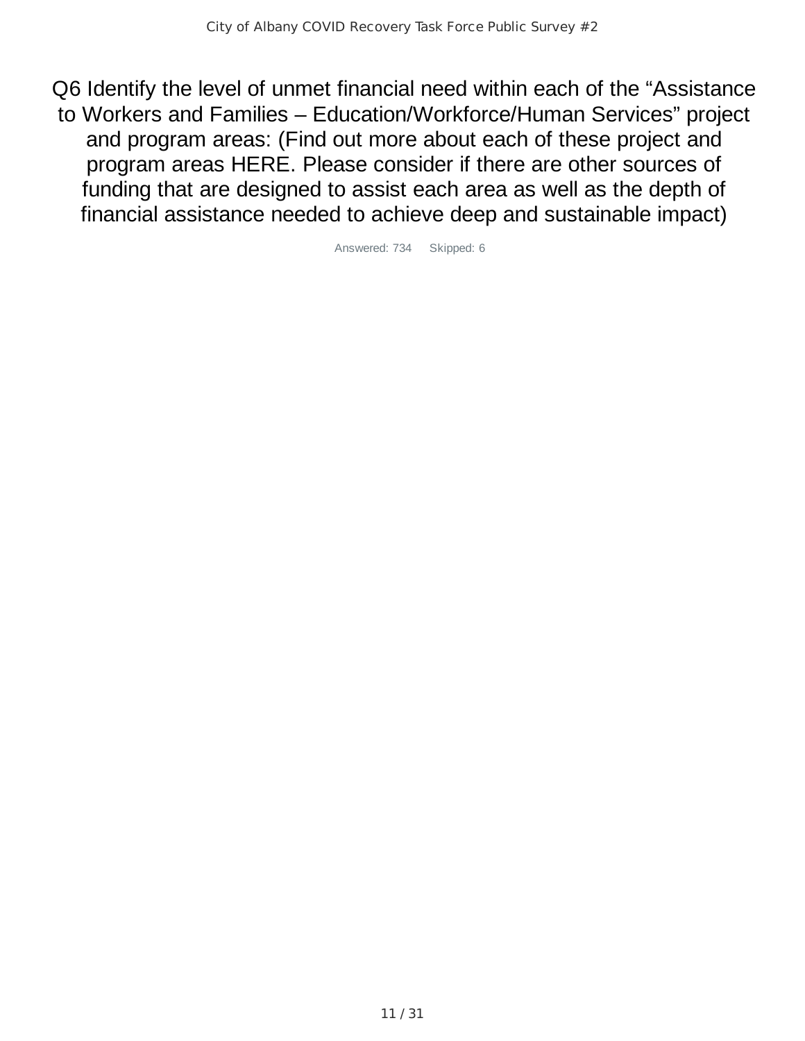# Q6 Identify the level of unmet financial need within each of the “Assistance to Workers and Families – Education/Workforce/Human Services” project and program areas: (Find out more about each of these project and program areas HERE. Please consider if there are other sources of funding that are designed to assist each area as well as the depth of financial assistance needed to achieve deep and sustainable impact)

Answered: 734 Skipped: 6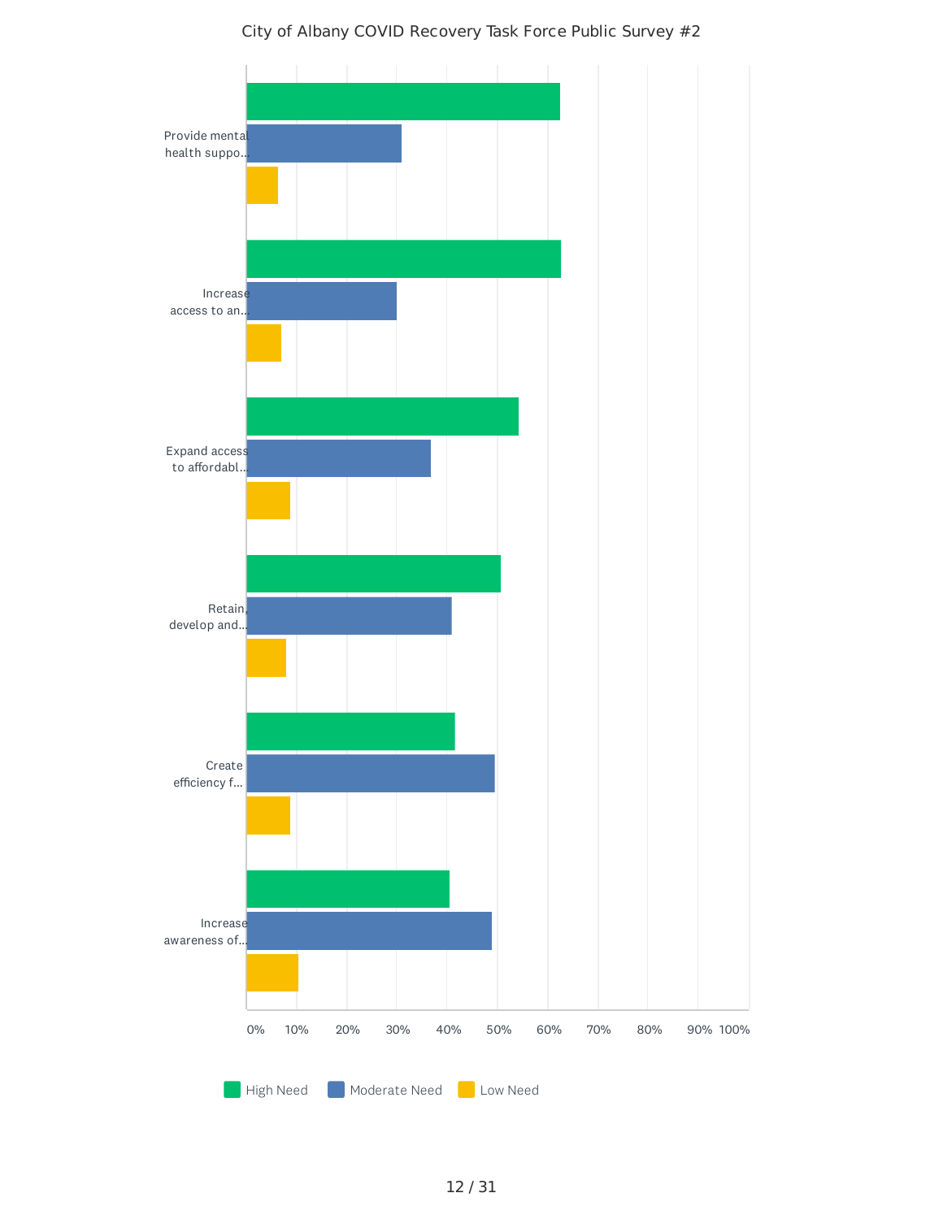City of Albany COVID Recovery Task Force Public Survey #2

| | High Need | Moderate Need | Low Need |
|---|---|---|---|
| Provide mental health suppo... | | | |
| Increase access to an... | | | |
| Expand access to affordabl... | | | |
| Retain, develop and... | | | |
| Create efficiency f... | | | |
| Increase awareness of... | | | |

0% 10% 20% 30% 40% 50% 60% 70% 80% 90% 100%

High Need  Moderate Need  Low Need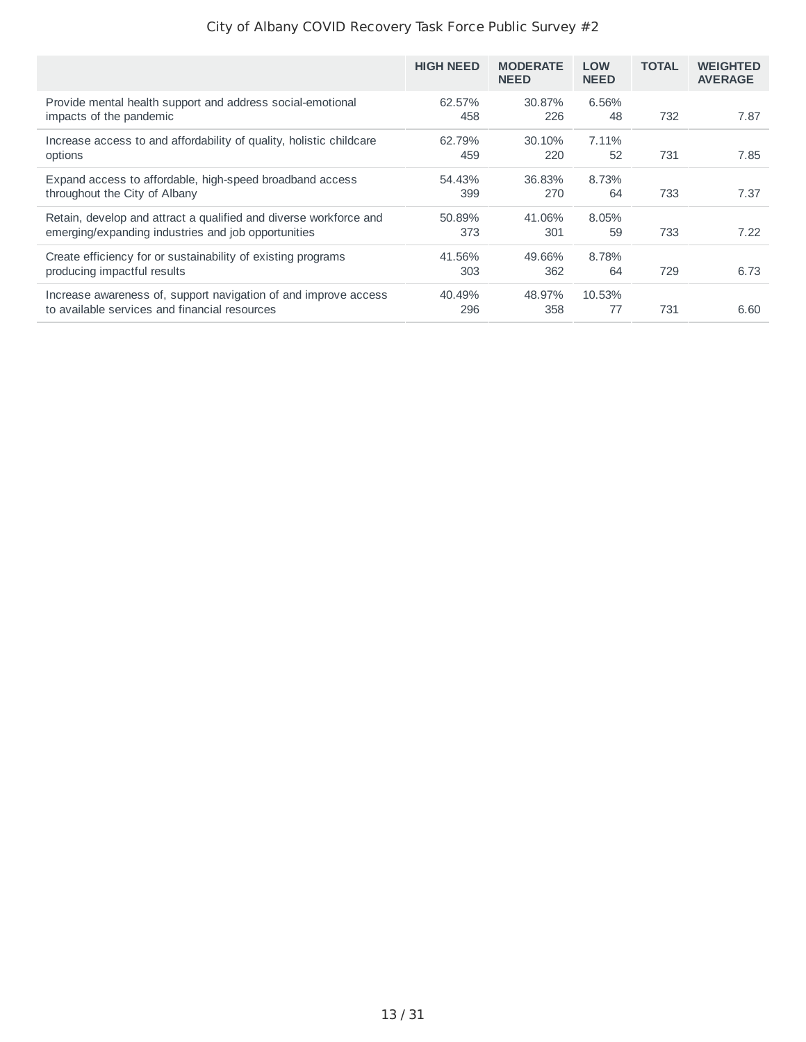| | HIGH NEED | MODERATE NEED | LOW NEED | TOTAL | WEIGHTED AVERAGE |
|---|---|---|---|---|---|
| Provide mental health support and address social-emotional impacts of the pandemic | 62.57% 458 | 30.87% 226 | 6.56% 48 | 732 | 7.87 |
| Increase access to and affordability of quality, holistic childcare options | 62.79% 459 | 30.10% 220 | 7.11% 52 | 731 | 7.85 |
| Expand access to affordable, high-speed broadband access throughout the City of Albany | 54.43% 399 | 36.83% 270 | 8.73% 64 | 733 | 7.37 |
| Retain, develop and attract a qualified and diverse workforce and emerging/expanding industries and job opportunities | 50.89% 373 | 41.06% 301 | 8.05% 59 | 733 | 7.22 |
| Create efficiency for or sustainability of existing programs producing impactful results | 41.56% 303 | 49.66% 362 | 8.78% 64 | 729 | 6.73 |
| Increase awareness of, support navigation of and improve access to available services and financial resources | 40.49% 296 | 48.97% 358 | 10.53% 77 | 731 | 6.60 |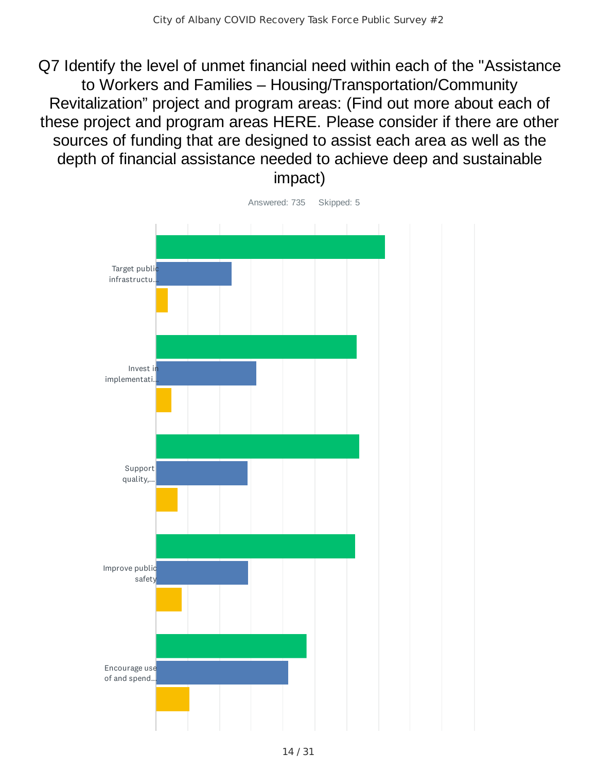# Q7 Identify the level of unmet financial need within each of the "Assistance to Workers and Families – Housing/Transportation/Community Revitalization" project and program areas: (Find out more about each of these project and program areas HERE. Please consider if there are other sources of funding that are designed to assist each area as well as the depth of financial assistance needed to achieve deep and sustainable impact)

Answered: 735 Skipped: 5

Target public infrastructu...

Invest in implementati...

Support quality,...

Improve public safety

Encourage use of and spend...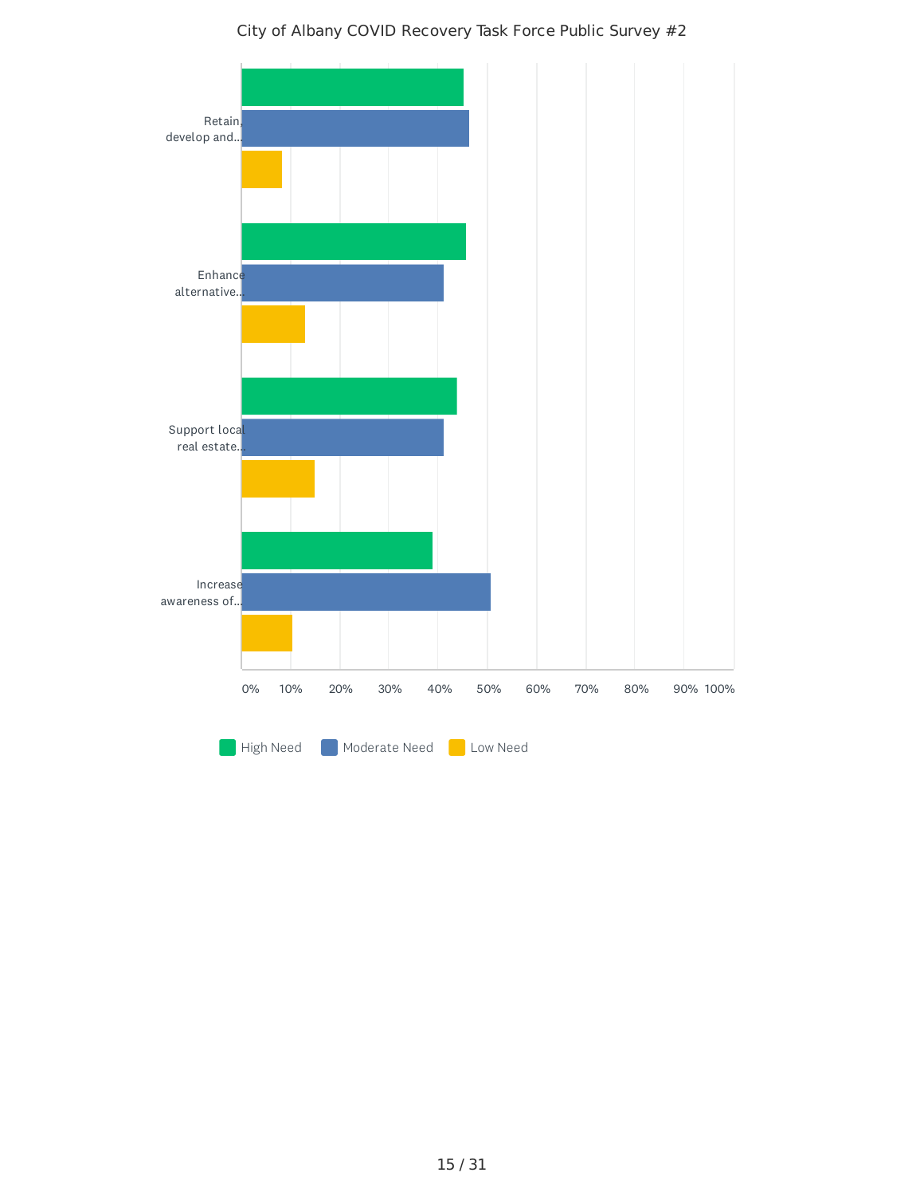City of Albany COVID Recovery Task Force Public Survey #2

| | High Need | Moderate Need | Low Need |
|---|---|---|---|
| Retain, develop and... | | | |
| Enhance alternative... | | | |
| Support local real estate... | | | |
| Increase awareness of... | | | |

0% 10% 20% 30% 40% 50% 60% 70% 80% 90% 100%

High Need | Moderate Need | Low Need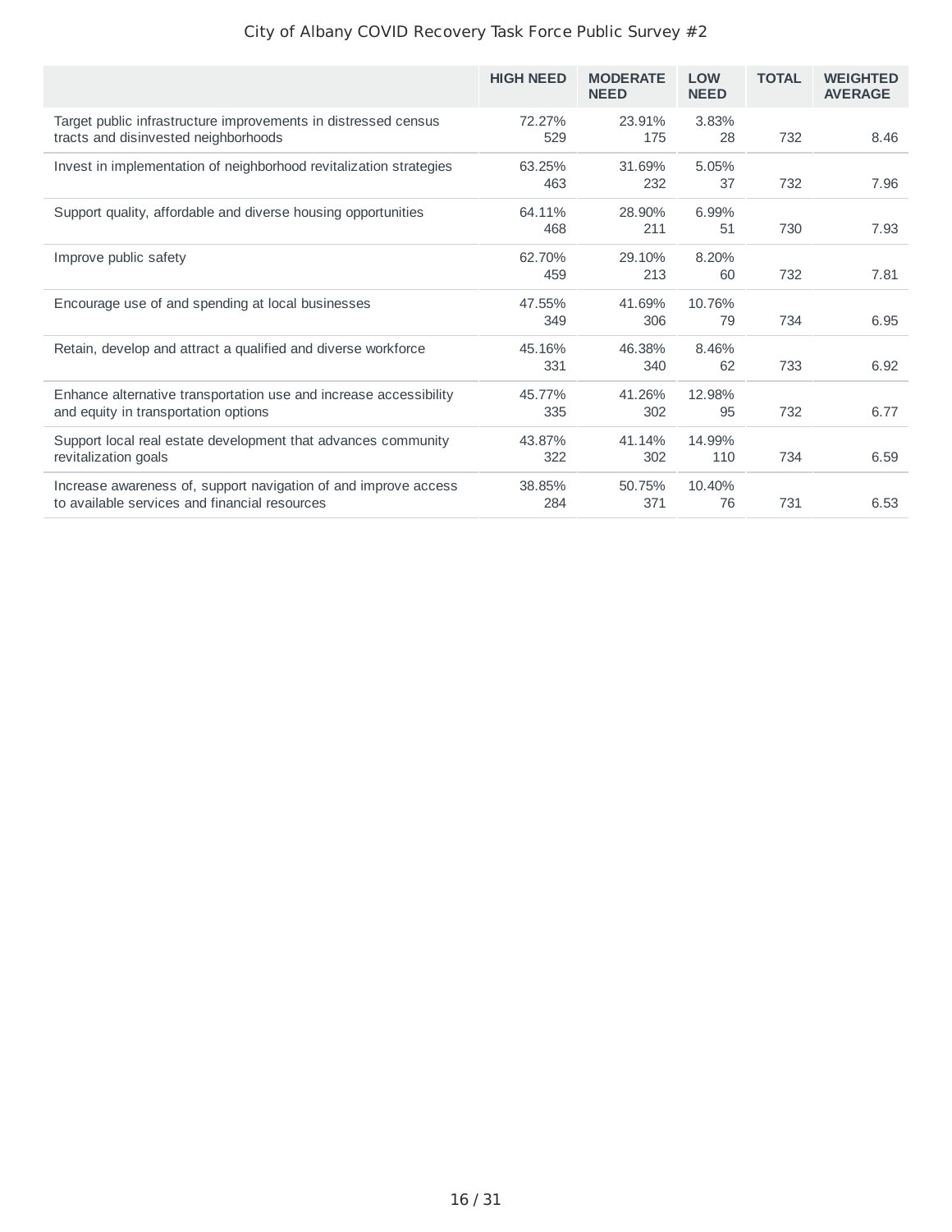| | HIGH NEED | MODERATE NEED | LOW NEED | TOTAL | WEIGHTED AVERAGE |
|---|---|---|---|---|---|
| Target public infrastructure improvements in distressed census tracts and disinvested neighborhoods | 72.27% 529 | 23.91% 175 | 3.83% 28 | 732 | 8.46 |
| Invest in implementation of neighborhood revitalization strategies | 63.25% 463 | 31.69% 232 | 5.05% 37 | 732 | 7.96 |
| Support quality, affordable and diverse housing opportunities | 64.11% 468 | 28.90% 211 | 6.99% 51 | 730 | 7.93 |
| Improve public safety | 62.70% 459 | 29.10% 213 | 8.20% 60 | 732 | 7.81 |
| Encourage use of and spending at local businesses | 47.55% 349 | 41.69% 306 | 10.76% 79 | 734 | 6.95 |
| Retain, develop and attract a qualified and diverse workforce | 45.16% 331 | 46.38% 340 | 8.46% 62 | 733 | 6.92 |
| Enhance alternative transportation use and increase accessibility and equity in transportation options | 45.77% 335 | 41.26% 302 | 12.98% 95 | 732 | 6.77 |
| Support local real estate development that advances community revitalization goals | 43.87% 322 | 41.14% 302 | 14.99% 110 | 734 | 6.59 |
| Increase awareness of, support navigation of and improve access to available services and financial resources | 38.85% 284 | 50.75% 371 | 10.40% 76 | 731 | 6.53 |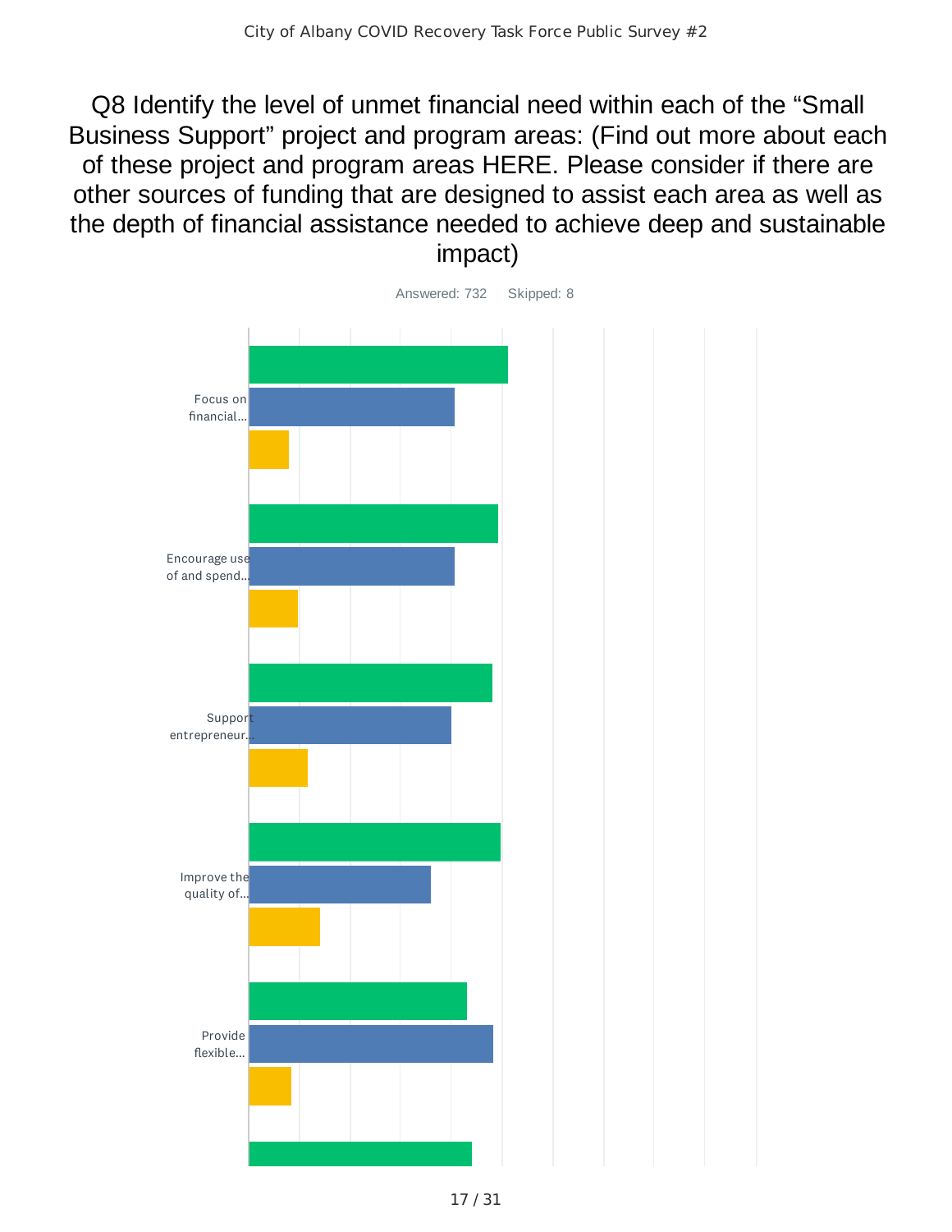# Q8 Identify the level of unmet financial need within each of the "Small Business Support" project and program areas: (Find out more about each of these project and program areas HERE. Please consider if there are other sources of funding that are designed to assist each area as well as the depth of financial assistance needed to achieve deep and sustainable impact)

Answered: 732 Skipped: 8

Focus on financial...

Encourage use of and spend...

Support entrepreneur...

Improve the quality of...

Provide flexible...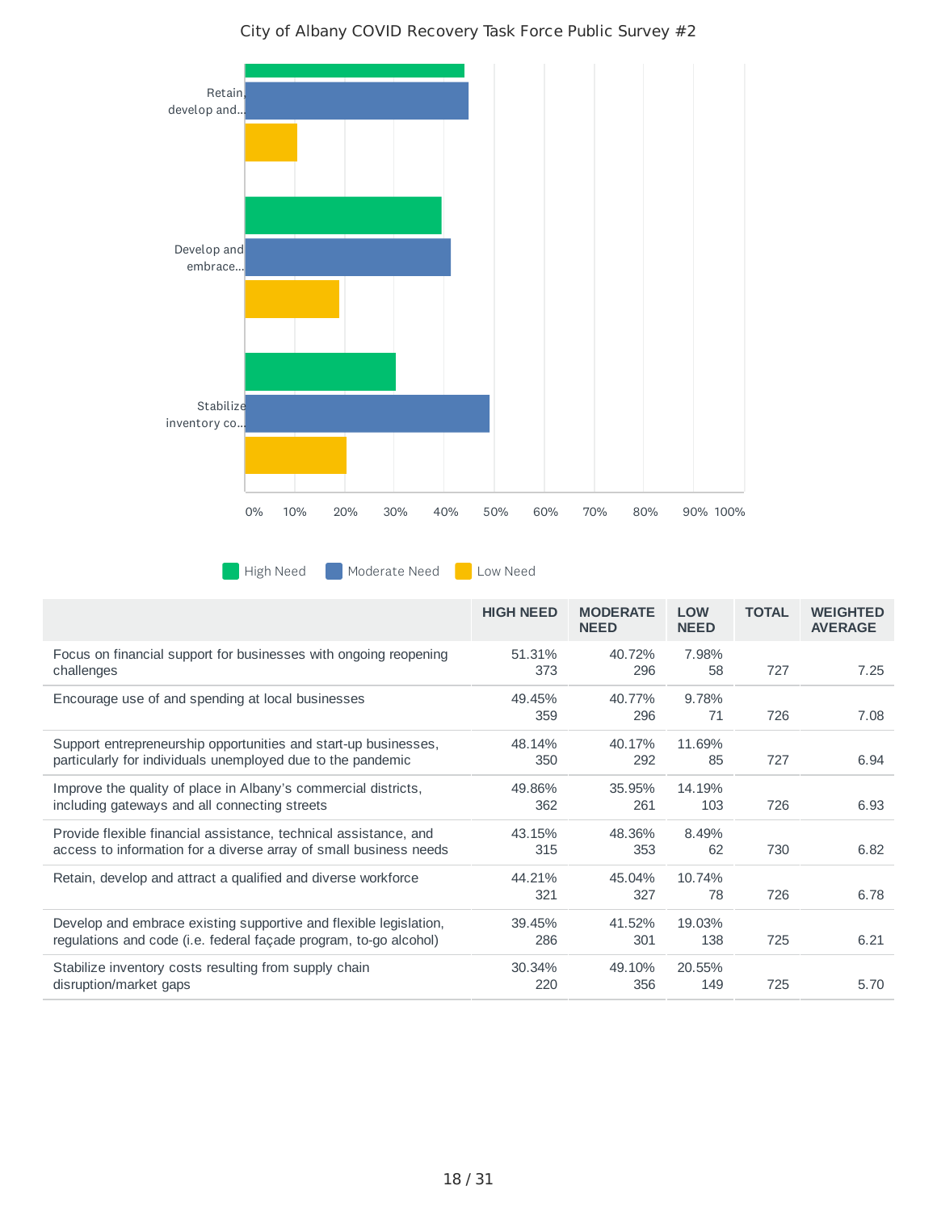City of Albany COVID Recovery Task Force Public Survey #2

| | HIGH NEED | MODERATE NEED | LOW NEED | TOTAL | WEIGHTED AVERAGE |
|---|---|---|---|---|---|
| Focus on financial support for businesses with ongoing reopening challenges | 51.31%<br>373 | 40.72%<br>296 | 7.98%<br>58 | 727 | 7.25 |
| Encourage use of and spending at local businesses | 49.45%<br>359 | 40.77%<br>296 | 9.78%<br>71 | 726 | 7.08 |
| Support entrepreneurship opportunities and start-up businesses, particularly for individuals unemployed due to the pandemic | 48.14%<br>350 | 40.17%<br>292 | 11.69%<br>85 | 727 | 6.94 |
| Improve the quality of place in Albany's commercial districts, including gateways and all connecting streets | 49.86%<br>362 | 35.95%<br>261 | 14.19%<br>103 | 726 | 6.93 |
| Provide flexible financial assistance, technical assistance, and access to information for a diverse array of small business needs | 43.15%<br>315 | 48.36%<br>353 | 8.49%<br>62 | 730 | 6.82 |
| Retain, develop and attract a qualified and diverse workforce | 44.21%<br>321 | 45.04%<br>327 | 10.74%<br>78 | 726 | 6.78 |
| Develop and embrace existing supportive and flexible legislation, regulations and code (i.e. federal façade program, to-go alcohol) | 39.45%<br>286 | 41.52%<br>301 | 19.03%<br>138 | 725 | 6.21 |
| Stabilize inventory costs resulting from supply chain disruption/market gaps | 30.34%<br>220 | 49.10%<br>356 | 20.55%<br>149 | 725 | 5.70 |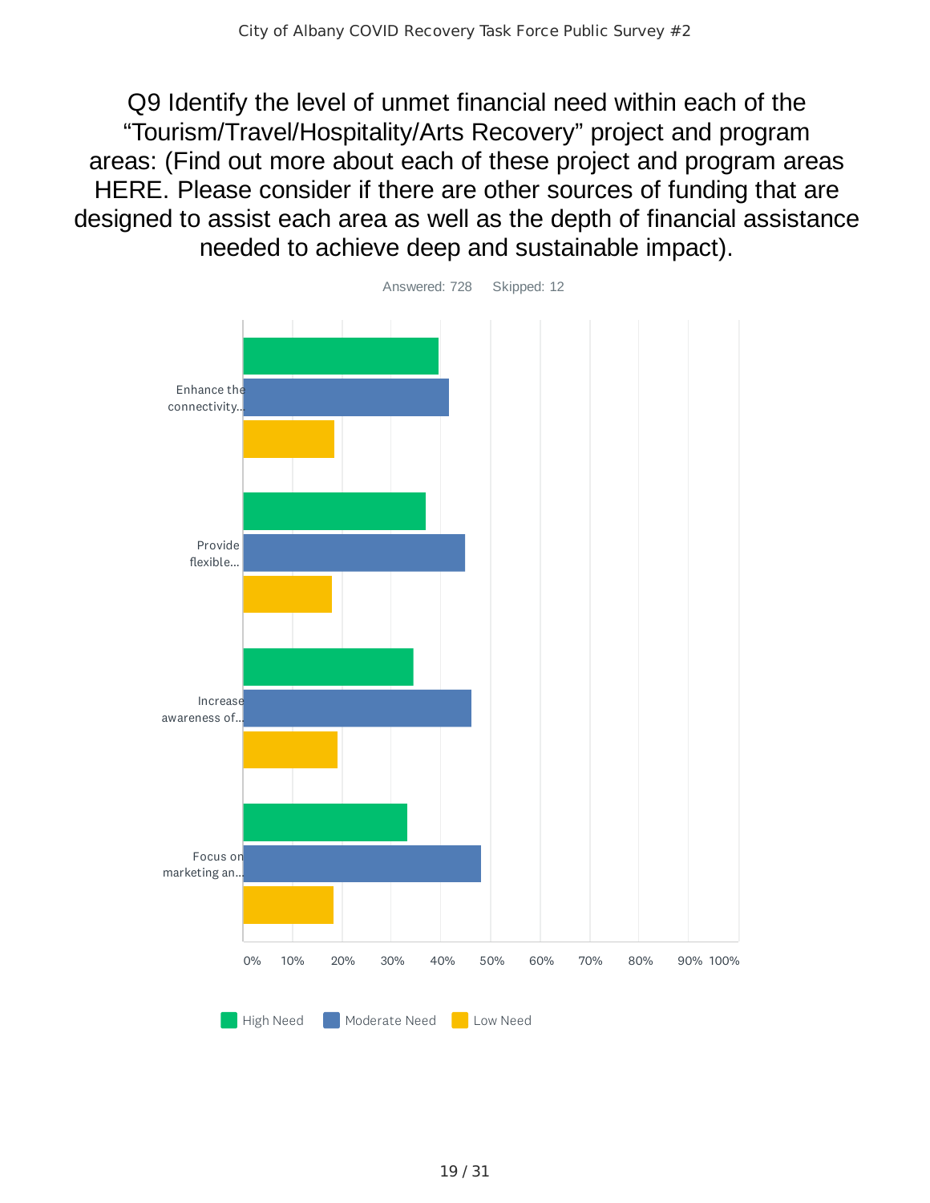# Q9 Identify the level of unmet financial need within each of the "Tourism/Travel/Hospitality/Arts Recovery" project and program areas: (Find out more about each of these project and program areas HERE. Please consider if there are other sources of funding that are designed to assist each area as well as the depth of financial assistance needed to achieve deep and sustainable impact).

Answered: 728 Skipped: 12

Enhance the connectivity...

Provide flexible...

Increase awareness of...

Focus on marketing an...

0% 10% 20% 30% 40% 50% 60% 70% 80% 90% 100%

High Need Moderate Need Low Need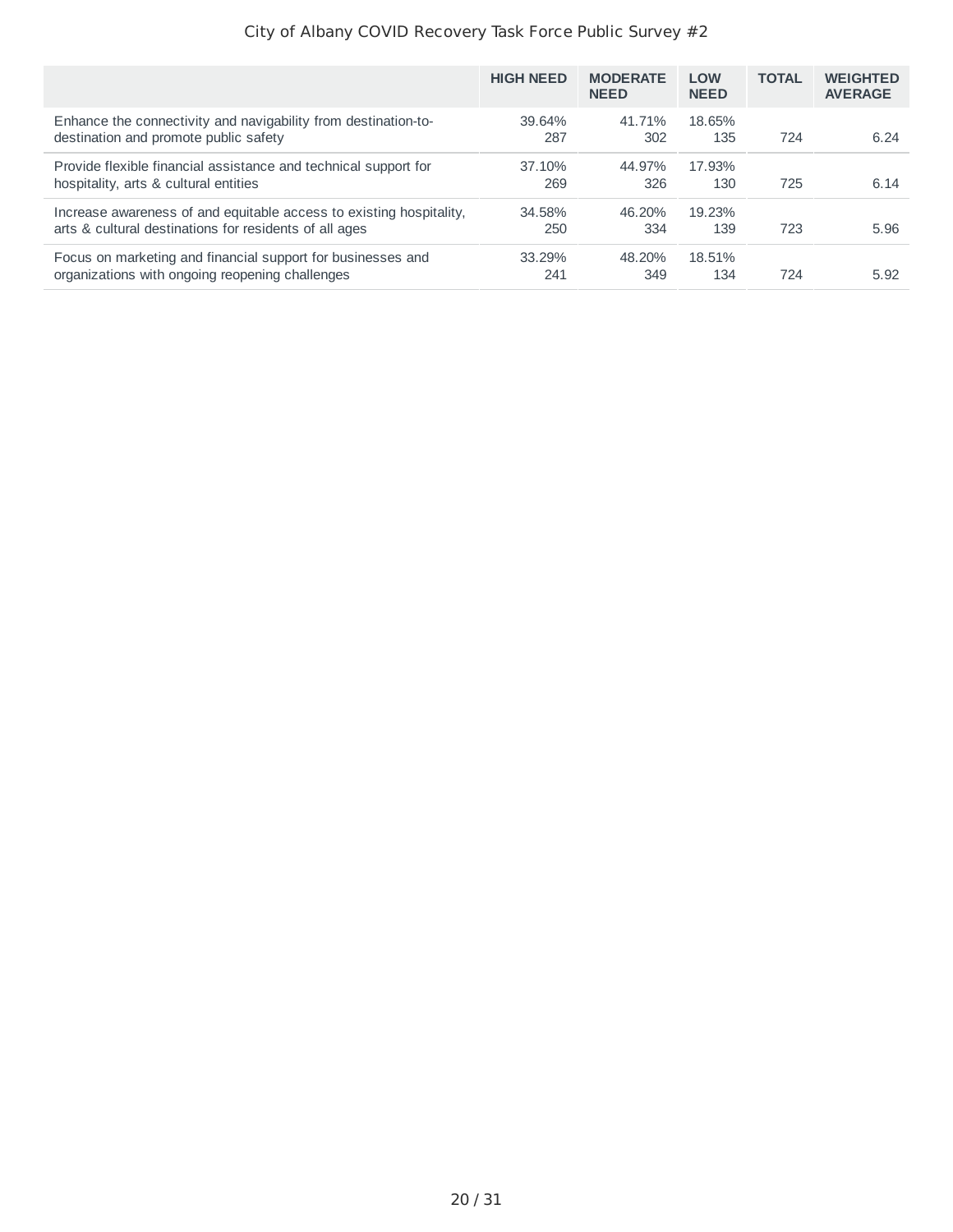| | HIGH NEED | MODERATE NEED | LOW NEED | TOTAL | WEIGHTED AVERAGE |
|---|---|---|---|---|---|
| Enhance the connectivity and navigability from destination-to-destination and promote public safety | 39.64% 287 | 41.71% 302 | 18.65% 135 | 724 | 6.24 |
| Provide flexible financial assistance and technical support for hospitality, arts & cultural entities | 37.10% 269 | 44.97% 326 | 17.93% 130 | 725 | 6.14 |
| Increase awareness of and equitable access to existing hospitality, arts & cultural destinations for residents of all ages | 34.58% 250 | 46.20% 334 | 19.23% 139 | 723 | 5.96 |
| Focus on marketing and financial support for businesses and organizations with ongoing reopening challenges | 33.29% 241 | 48.20% 349 | 18.51% 134 | 724 | 5.92 |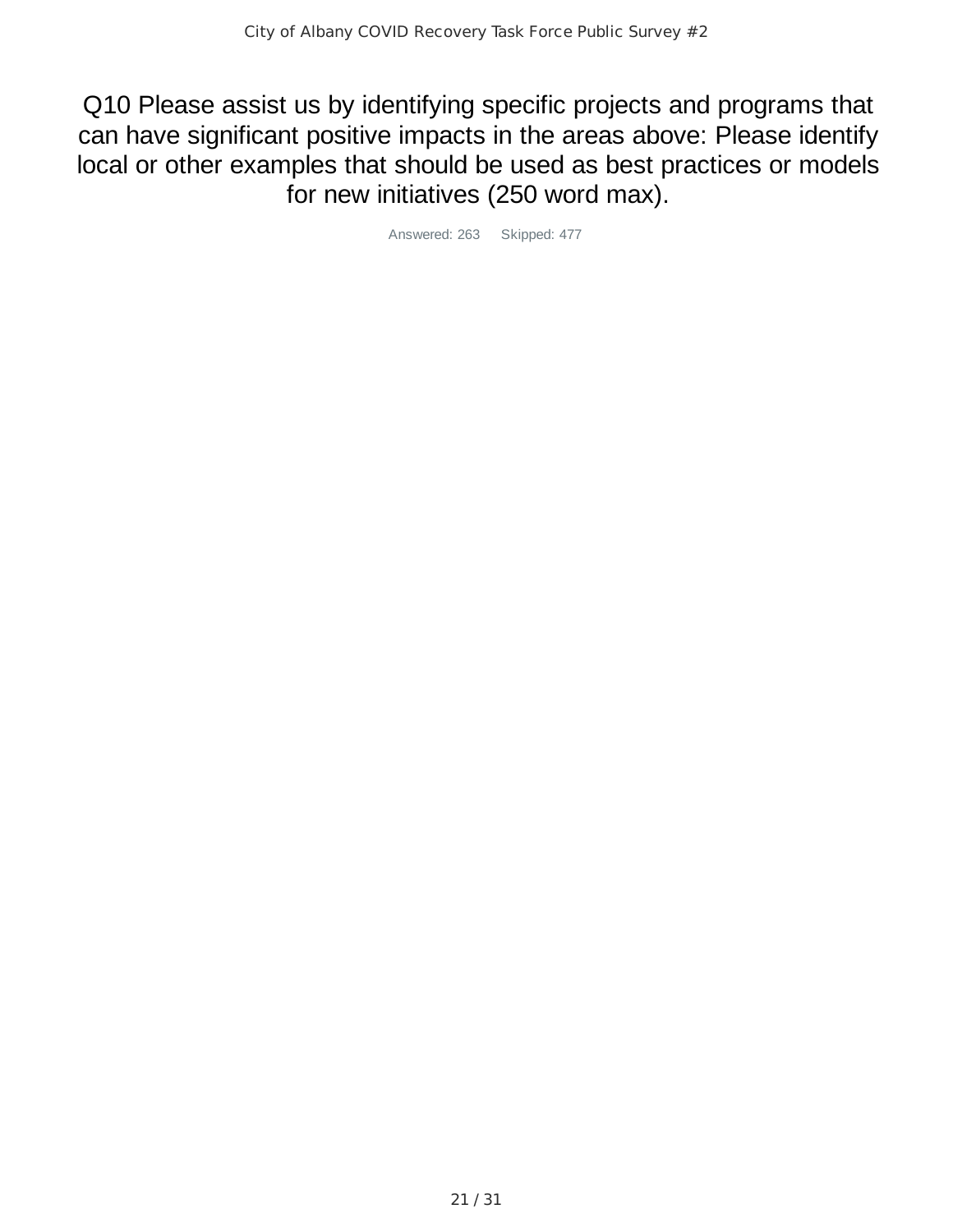# Q10 Please assist us by identifying specific projects and programs that can have significant positive impacts in the areas above: Please identify local or other examples that should be used as best practices or models for new initiatives (250 word max).

Answered: 263 Skipped: 477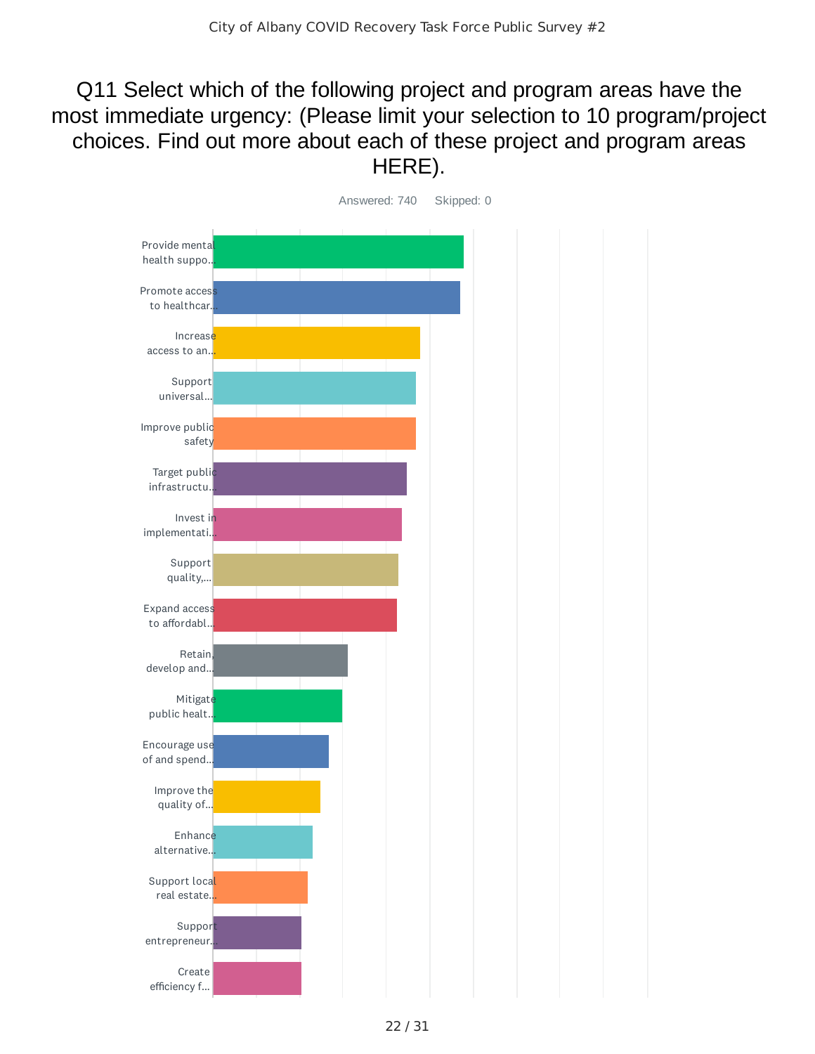City of Albany COVID Recovery Task Force Public Survey #2

# Q11 Select which of the following project and program areas have the most immediate urgency: (Please limit your selection to 10 program/project choices. Find out more about each of these project and program areas HERE).

Answered: 740 Skipped: 0

- Provide mental health suppo...
- Promote access to healthcar...
- Increase access to an...
- Support universal...
- Improve public safety
- Target public infrastructu...
- Invest in implementati...
- Support quality,...
- Expand access to affordabl...
- Retain, develop and...
- Mitigate public healt...
- Encourage use of and spend...
- Improve the quality of...
- Enhance alternative...
- Support local real estate...
- Support entrepreneur...
- Create efficiency f...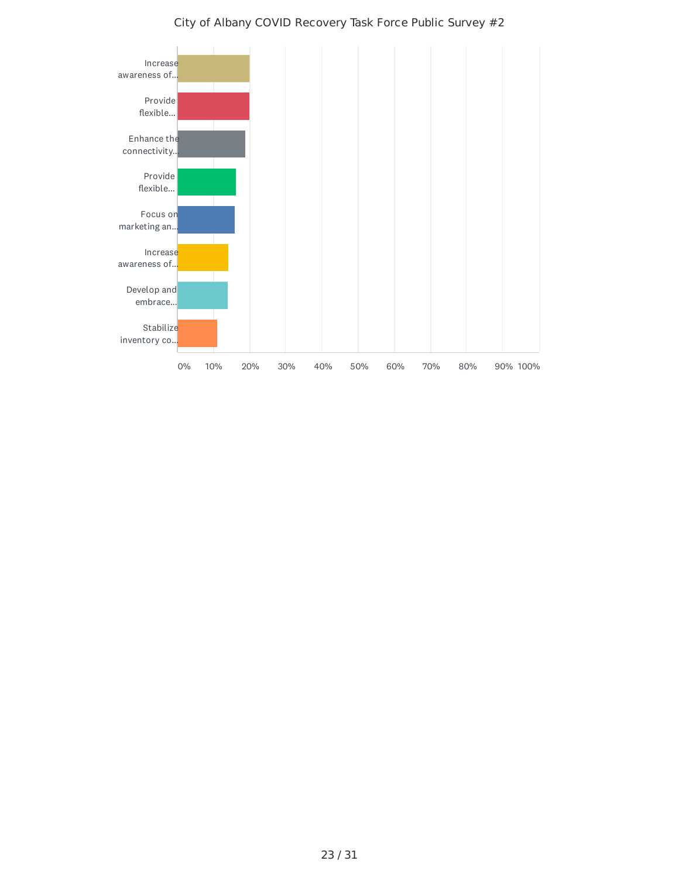City of Albany COVID Recovery Task Force Public Survey #2

| Category |
| --- |
| Increase awareness of... |
| Provide flexible... |
| Enhance the connectivity... |
| Provide flexible... |
| Focus on marketing an... |
| Increase awareness of... |
| Develop and embrace... |
| Stabilize inventory co... |

0% 10% 20% 30% 40% 50% 60% 70% 80% 90% 100%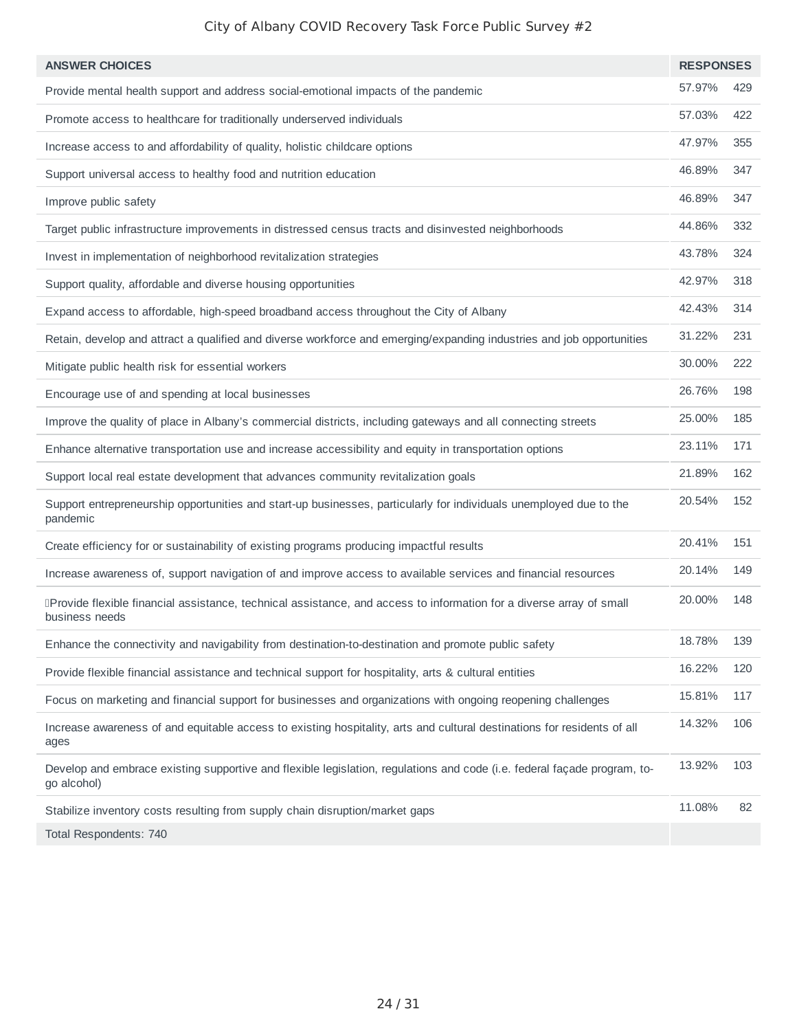| ANSWER CHOICES | RESPONSES | |
|---|---|---|
| Provide mental health support and address social-emotional impacts of the pandemic | 57.97% | 429 |
| Promote access to healthcare for traditionally underserved individuals | 57.03% | 422 |
| Increase access to and affordability of quality, holistic childcare options | 47.97% | 355 |
| Support universal access to healthy food and nutrition education | 46.89% | 347 |
| Improve public safety | 46.89% | 347 |
| Target public infrastructure improvements in distressed census tracts and disinvested neighborhoods | 44.86% | 332 |
| Invest in implementation of neighborhood revitalization strategies | 43.78% | 324 |
| Support quality, affordable and diverse housing opportunities | 42.97% | 318 |
| Expand access to affordable, high-speed broadband access throughout the City of Albany | 42.43% | 314 |
| Retain, develop and attract a qualified and diverse workforce and emerging/expanding industries and job opportunities | 31.22% | 231 |
| Mitigate public health risk for essential workers | 30.00% | 222 |
| Encourage use of and spending at local businesses | 26.76% | 198 |
| Improve the quality of place in Albany's commercial districts, including gateways and all connecting streets | 25.00% | 185 |
| Enhance alternative transportation use and increase accessibility and equity in transportation options | 23.11% | 171 |
| Support local real estate development that advances community revitalization goals | 21.89% | 162 |
| Support entrepreneurship opportunities and start-up businesses, particularly for individuals unemployed due to the pandemic | 20.54% | 152 |
| Create efficiency for or sustainability of existing programs producing impactful results | 20.41% | 151 |
| Increase awareness of, support navigation of and improve access to available services and financial resources | 20.14% | 149 |
| Provide flexible financial assistance, technical assistance, and access to information for a diverse array of small business needs | 20.00% | 148 |
| Enhance the connectivity and navigability from destination-to-destination and promote public safety | 18.78% | 139 |
| Provide flexible financial assistance and technical support for hospitality, arts & cultural entities | 16.22% | 120 |
| Focus on marketing and financial support for businesses and organizations with ongoing reopening challenges | 15.81% | 117 |
| Increase awareness of and equitable access to existing hospitality, arts and cultural destinations for residents of all ages | 14.32% | 106 |
| Develop and embrace existing supportive and flexible legislation, regulations and code (i.e. federal façade program, to-go alcohol) | 13.92% | 103 |
| Stabilize inventory costs resulting from supply chain disruption/market gaps | 11.08% | 82 |
| Total Respondents: 740 | | |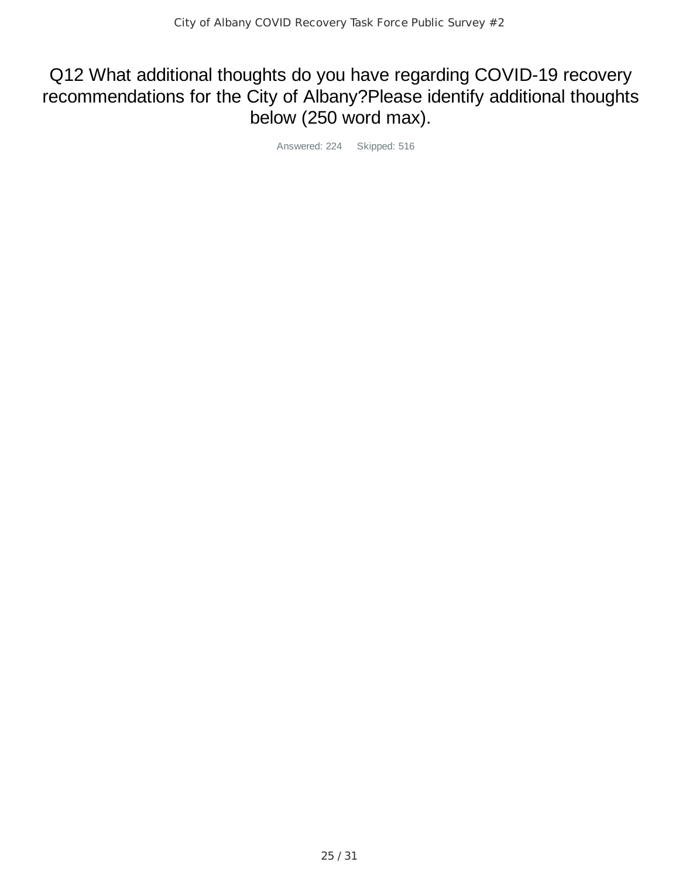# Q12 What additional thoughts do you have regarding COVID-19 recovery recommendations for the City of Albany?Please identify additional thoughts below (250 word max).

Answered: 224 Skipped: 516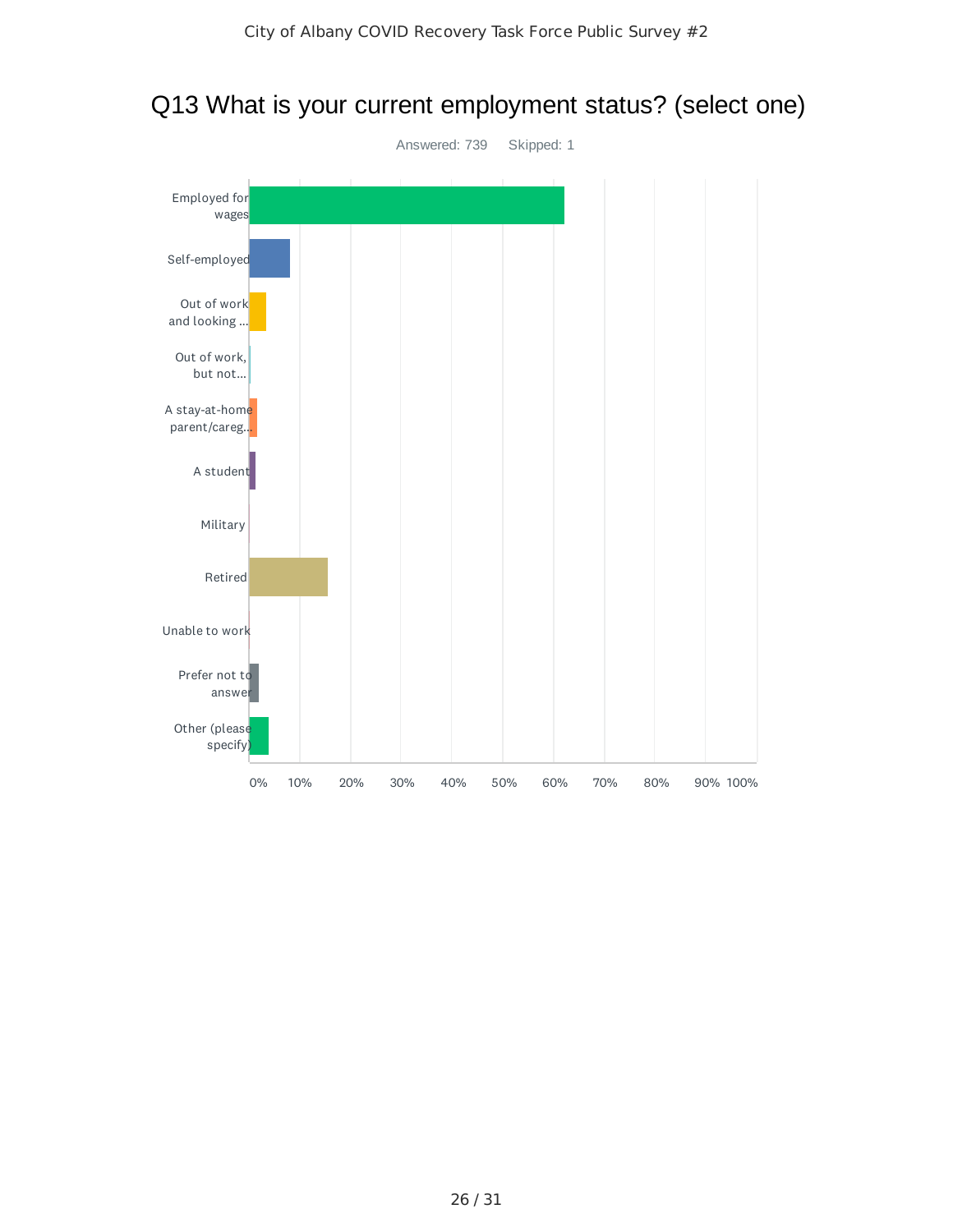# Q13 What is your current employment status? (select one)

Answered: 739 Skipped: 1

| Answer Choice |
|---|
| Employed for wages |
| Self-employed |
| Out of work and looking ... |
| Out of work, but not... |
| A stay-at-home parent/careg... |
| A student |
| Military |
| Retired |
| Unable to work |
| Prefer not to answer |
| Other (please specify) |

0% 10% 20% 30% 40% 50% 60% 70% 80% 90% 100%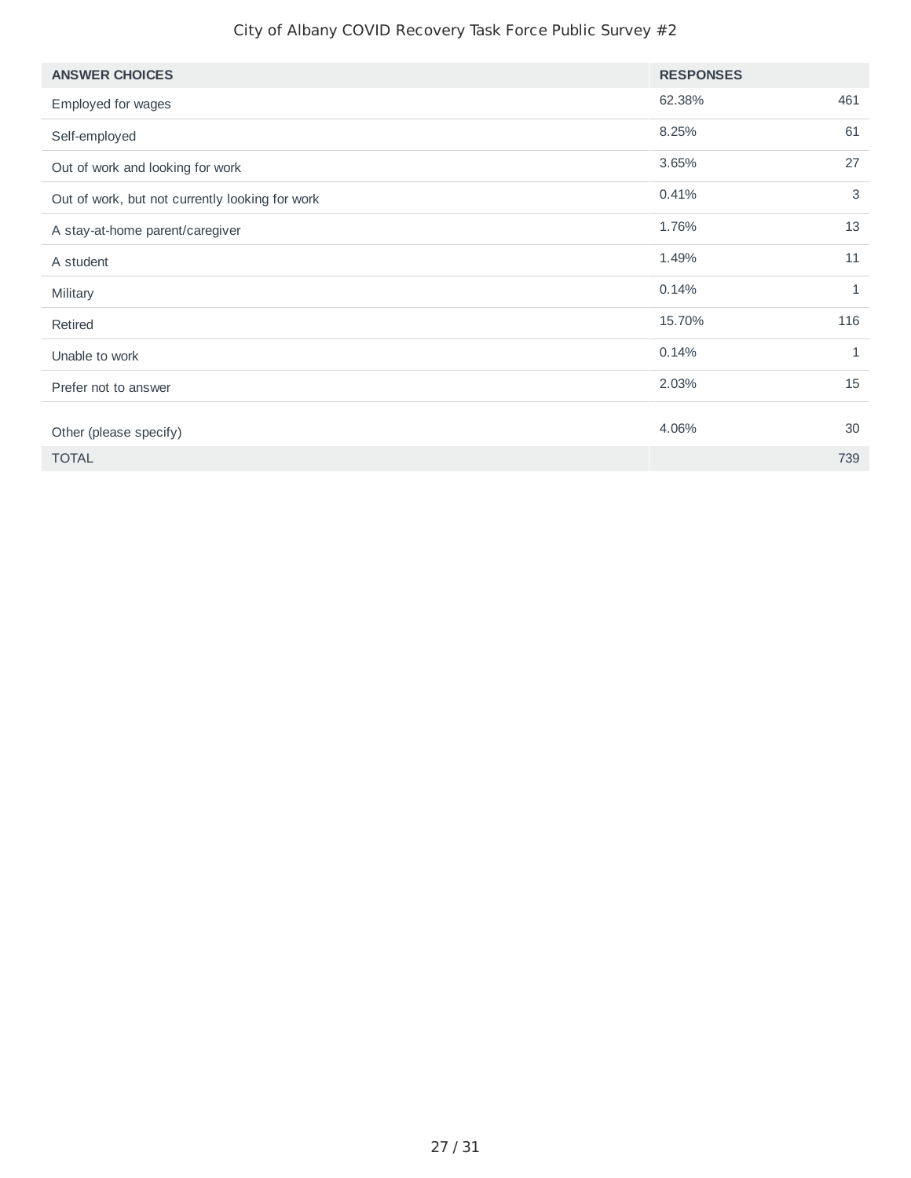| ANSWER CHOICES | RESPONSES | |
|---|---|---|
| Employed for wages | 62.38% | 461 |
| Self-employed | 8.25% | 61 |
| Out of work and looking for work | 3.65% | 27 |
| Out of work, but not currently looking for work | 0.41% | 3 |
| A stay-at-home parent/caregiver | 1.76% | 13 |
| A student | 1.49% | 11 |
| Military | 0.14% | 1 |
| Retired | 15.70% | 116 |
| Unable to work | 0.14% | 1 |
| Prefer not to answer | 2.03% | 15 |
| Other (please specify) | 4.06% | 30 |
| TOTAL | | 739 |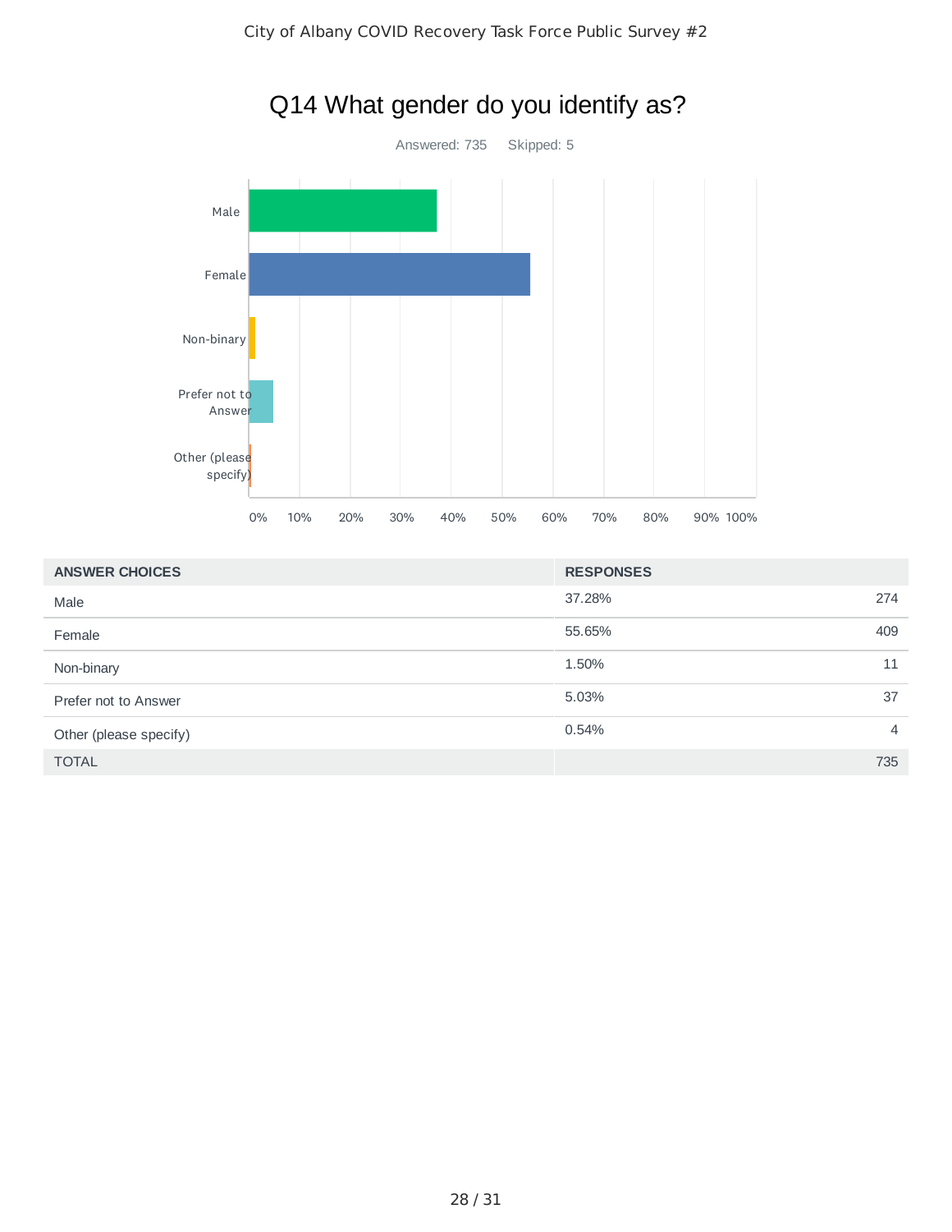# Q14 What gender do you identify as?

Answered: 735 Skipped: 5

| ANSWER CHOICES | RESPONSES | |
|---|---|---|
| Male | 37.28% | 274 |
| Female | 55.65% | 409 |
| Non-binary | 1.50% | 11 |
| Prefer not to Answer | 5.03% | 37 |
| Other (please specify) | 0.54% | 4 |
| TOTAL | | 735 |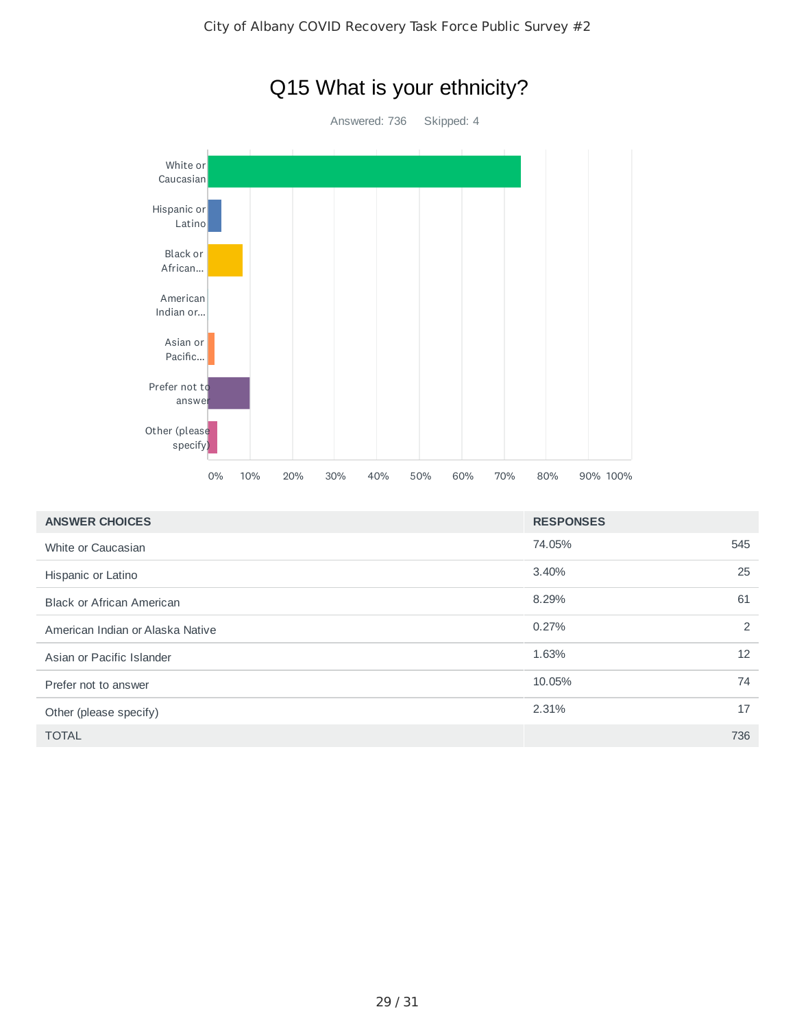# Q15 What is your ethnicity?

Answered: 736 Skipped: 4

| ANSWER CHOICES | RESPONSES | |
|---|---|---|
| White or Caucasian | 74.05% | 545 |
| Hispanic or Latino | 3.40% | 25 |
| Black or African American | 8.29% | 61 |
| American Indian or Alaska Native | 0.27% | 2 |
| Asian or Pacific Islander | 1.63% | 12 |
| Prefer not to answer | 10.05% | 74 |
| Other (please specify) | 2.31% | 17 |
| TOTAL | | 736 |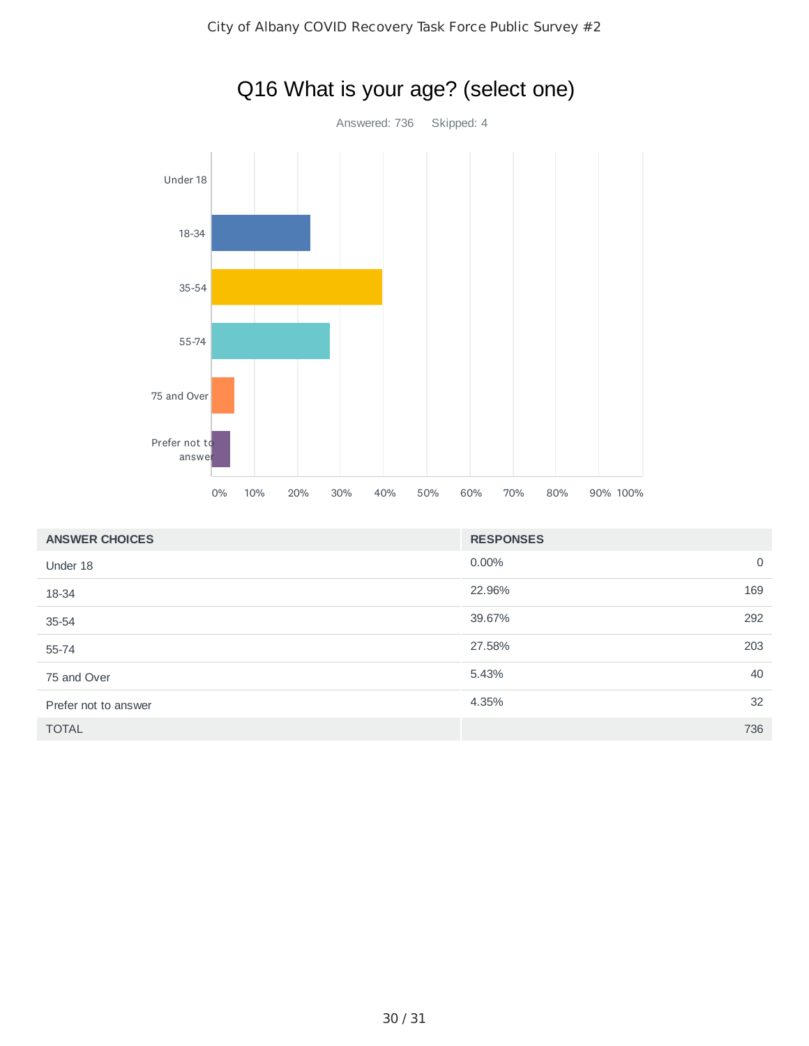# Q16 What is your age? (select one)

Answered: 736    Skipped: 4

| ANSWER CHOICES | RESPONSES | |
|---|---|---|
| Under 18 | 0.00% | 0 |
| 18-34 | 22.96% | 169 |
| 35-54 | 39.67% | 292 |
| 55-74 | 27.58% | 203 |
| 75 and Over | 5.43% | 40 |
| Prefer not to answer | 4.35% | 32 |
| TOTAL | | 736 |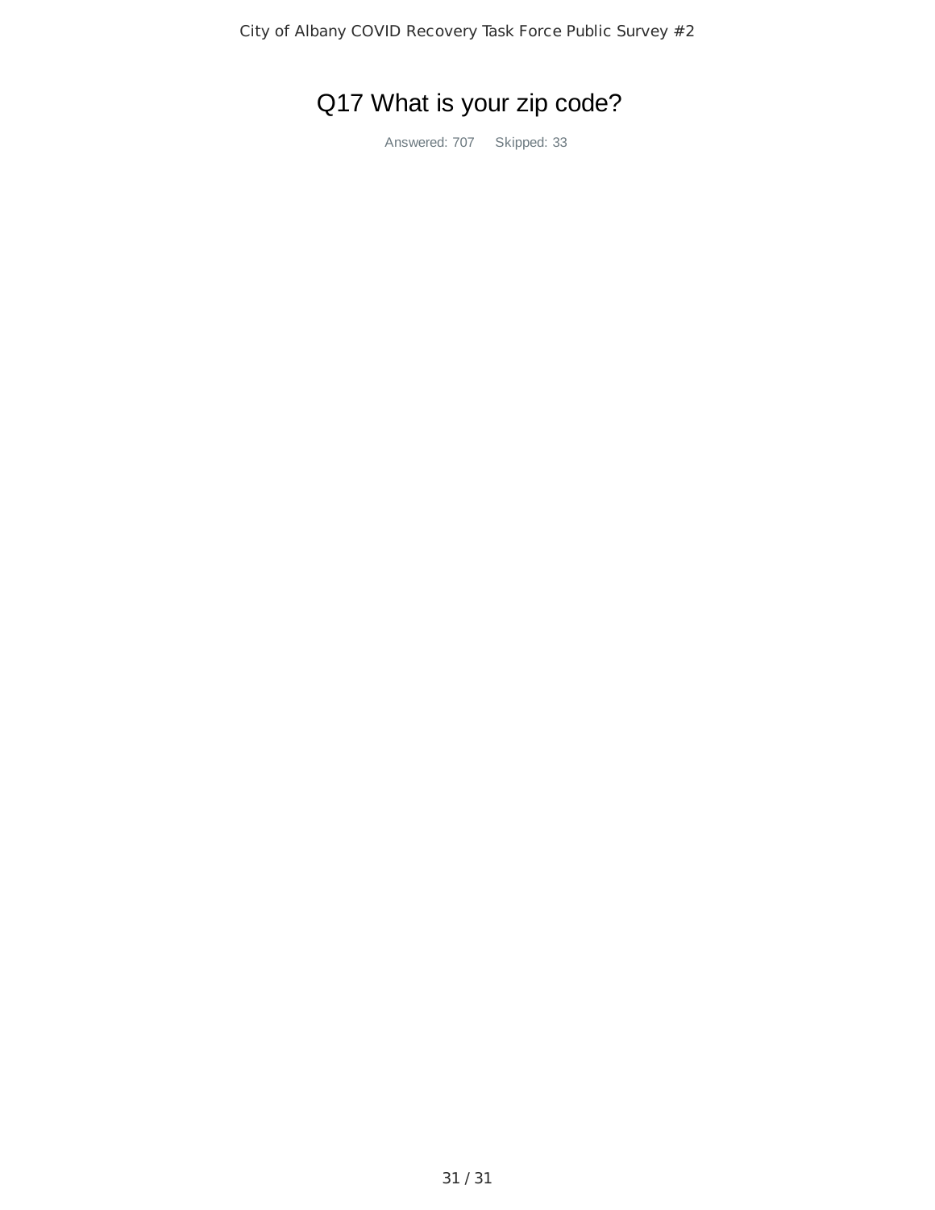# Q17 What is your zip code?

Answered: 707 Skipped: 33